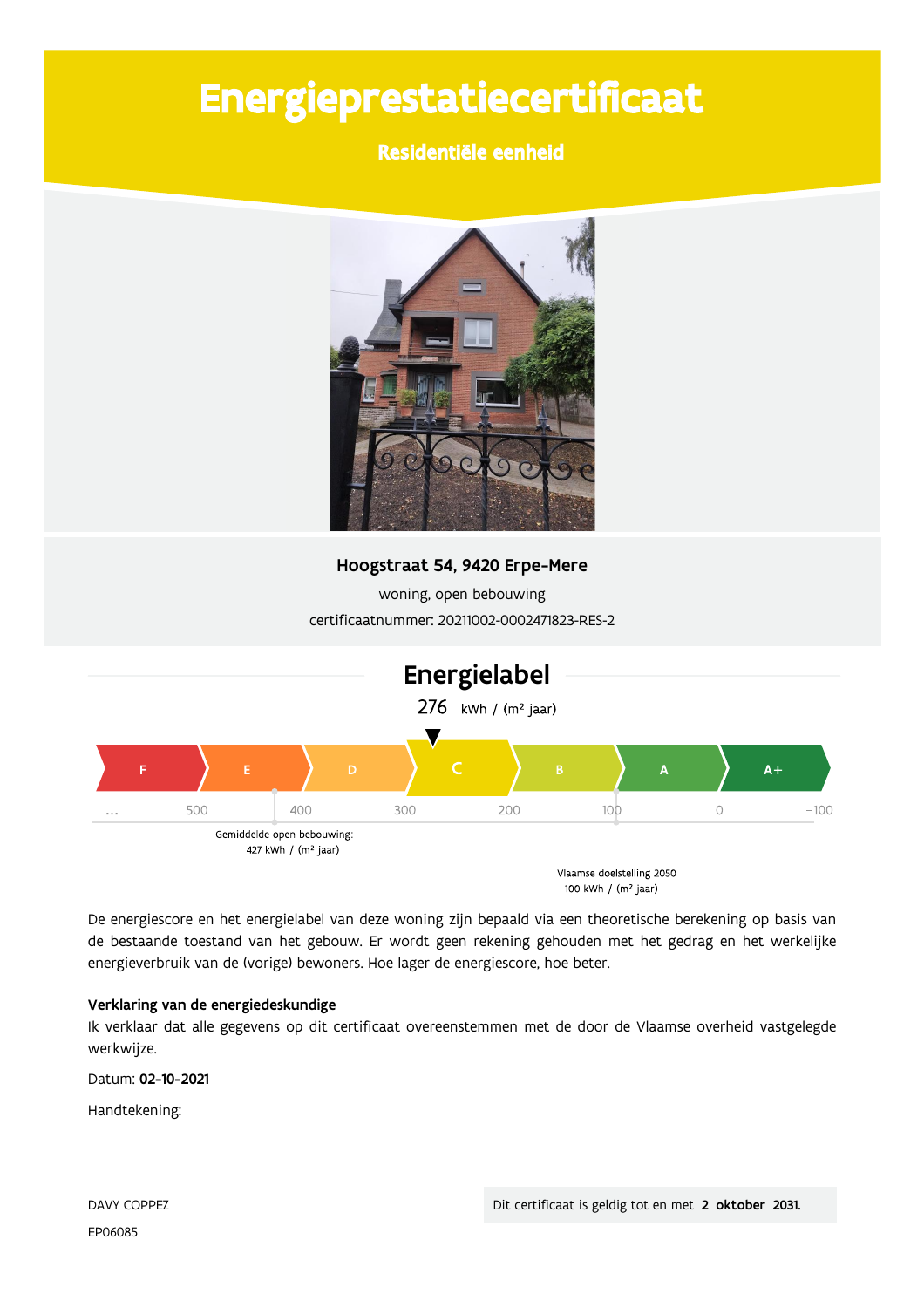# Energieprestatiecertificaat

**Residentiële eenheid**

**Hoogstraat 54, 9420 Erpe-Mere**

woning, open bebouwing

certificaatnummer: 20211002-0002471823-RES-2

## Energielabel

276 kWh / (m² jaar)

F | E | D | C | B | A | A+

... 500 400 300 200 100 0 -100

Gemiddelde open bebouwing: 427 kWh / (m² jaar)

Vlaamse doelstelling 2050 100 kWh / (m² jaar)

De energiescore en het energielabel van deze woning zijn bepaald via een theoretische berekening op basis van de bestaande toestand van het gebouw. Er wordt geen rekening gehouden met het gedrag en het werkelijke energieverbruik van de (vorige) bewoners. Hoe lager de energiescore, hoe beter.

**Verklaring van de energiedeskundige**

Ik verklaar dat alle gegevens op dit certificaat overeenstemmen met de door de Vlaamse overheid vastgelegde werkwijze.

Datum: **02-10-2021**

Handtekening:

DAVY COPPEZ

EP06085

Dit certificaat is geldig tot en met **2 oktober 2031.**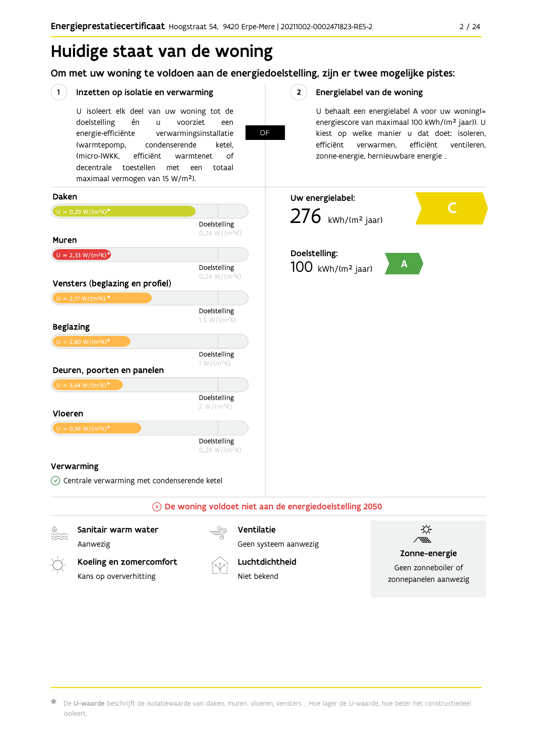# Huidige staat van de woning

## Om met uw woning te voldoen aan de energiedoelstelling, zijn er twee mogelijke pistes:

### 1 Inzetten op isolatie en verwarming

U isoleert elk deel van uw woning tot de doelstelling én u voorziet een energie-efficiënte verwarmingsinstallatie (warmtepomp, condenserende ketel, (micro-)WKK, efficiënt warmtenet of decentrale toestellen met een totaal maximaal vermogen van 15 W/m²).

**OF**

### 2 Energielabel van de woning

U behaalt een energielabel A voor uw woning(= energiescore van maximaal 100 kWh/(m² jaar)). U kiest op welke manier u dat doet: isoleren, efficiënt verwarmen, efficiënt ventileren, zonne-energie, hernieuwbare energie …

**Daken**

U = 0,29 W/(m²K)*

Doelstelling 0,24 W/(m²K)

**Muren**

U = 2,33 W/(m²K)*

Doelstelling 0,24 W/(m²K)

**Vensters (beglazing en profiel)**

U = 2,77 W/(m²K)*

Doelstelling 1,5 W/(m²K)

**Beglazing**

U = 2,80 W/(m²K)*

Doelstelling 1 W/(m²K)

**Deuren, poorten en panelen**

U = 3,64 W/(m²K)*

Doelstelling 2 W/(m²K)

**Vloeren**

U = 0,96 W/(m²K)*

Doelstelling 0,24 W/(m²K)

**Verwarming**

Centrale verwarming met condenserende ketel

**Uw energielabel:**

276 kWh/(m² jaar) — C

**Doelstelling:**

100 kWh/(m² jaar) — A

**De woning voldoet niet aan de energiedoelstelling 2050**

**Sanitair warm water**
Aanwezig

**Ventilatie**
Geen systeem aanwezig

**Koeling en zomercomfort**
Kans op oververhitting

**Luchtdichtheid**
Niet bekend

**Zonne-energie**
Geen zonneboiler of zonnepanelen aanwezig

* De **U-waarde** beschrijft de isolatiewaarde van daken, muren, vloeren, vensters … Hoe lager de U-waarde, hoe beter het constructiedeel isoleert.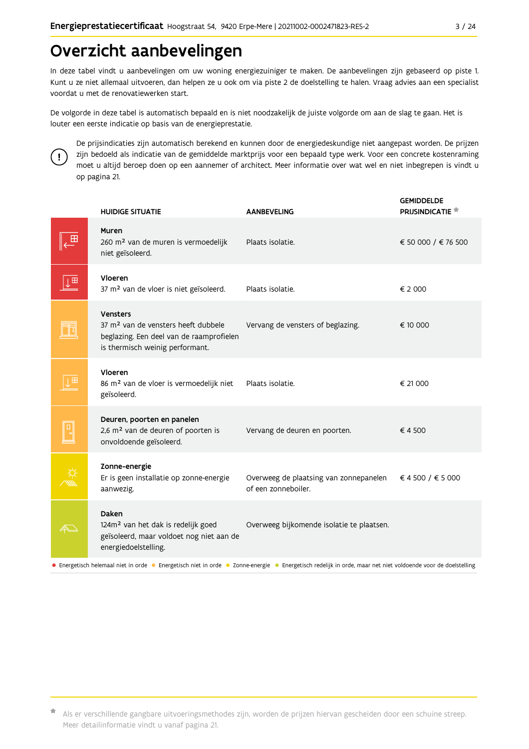# Overzicht aanbevelingen

In deze tabel vindt u aanbevelingen om uw woning energiezuiniger te maken. De aanbevelingen zijn gebaseerd op piste 1. Kunt u ze niet allemaal uitvoeren, dan helpen ze u ook om via piste 2 de doelstelling te halen. Vraag advies aan een specialist voordat u met de renovatiewerken start.

De volgorde in deze tabel is automatisch bepaald en is niet noodzakelijk de juiste volgorde om aan de slag te gaan. Het is louter een eerste indicatie op basis van de energieprestatie.

De prijsindicaties zijn automatisch berekend en kunnen door de energiedeskundige niet aangepast worden. De prijzen zijn bedoeld als indicatie van de gemiddelde marktprijs voor een bepaald type werk. Voor een concrete kostenraming moet u altijd beroep doen op een aannemer of architect. Meer informatie over wat wel en niet inbegrepen is vindt u op pagina 21.

| HUIDIGE SITUATIE | AANBEVELING | GEMIDDELDE PRIJSINDICATIE * |
|---|---|---|
| **Muren** 260 m² van de muren is vermoedelijk niet geïsoleerd. | Plaats isolatie. | € 50 000 / € 76 500 |
| **Vloeren** 37 m² van de vloer is niet geïsoleerd. | Plaats isolatie. | € 2 000 |
| **Vensters** 37 m² van de vensters heeft dubbele beglazing. Een deel van de raamprofielen is thermisch weinig performant. | Vervang de vensters of beglazing. | € 10 000 |
| **Vloeren** 86 m² van de vloer is vermoedelijk niet geïsoleerd. | Plaats isolatie. | € 21 000 |
| **Deuren, poorten en panelen** 2,6 m² van de deuren of poorten is onvoldoende geïsoleerd. | Vervang de deuren en poorten. | € 4 500 |
| **Zonne-energie** Er is geen installatie op zonne-energie aanwezig. | Overweeg de plaatsing van zonnepanelen of een zonneboiler. | € 4 500 / € 5 000 |
| **Daken** 124m² van het dak is redelijk goed geïsoleerd, maar voldoet nog niet aan de energiedoelstelling. | Overweeg bijkomende isolatie te plaatsen. | |

● Energetisch helemaal niet in orde ● Energetisch niet in orde ● Zonne-energie ● Energetisch redelijk in orde, maar net niet voldoende voor de doelstelling

\* Als er verschillende gangbare uitvoeringsmethodes zijn, worden de prijzen hiervan gescheiden door een schuine streep. Meer detailinformatie vindt u vanaf pagina 21.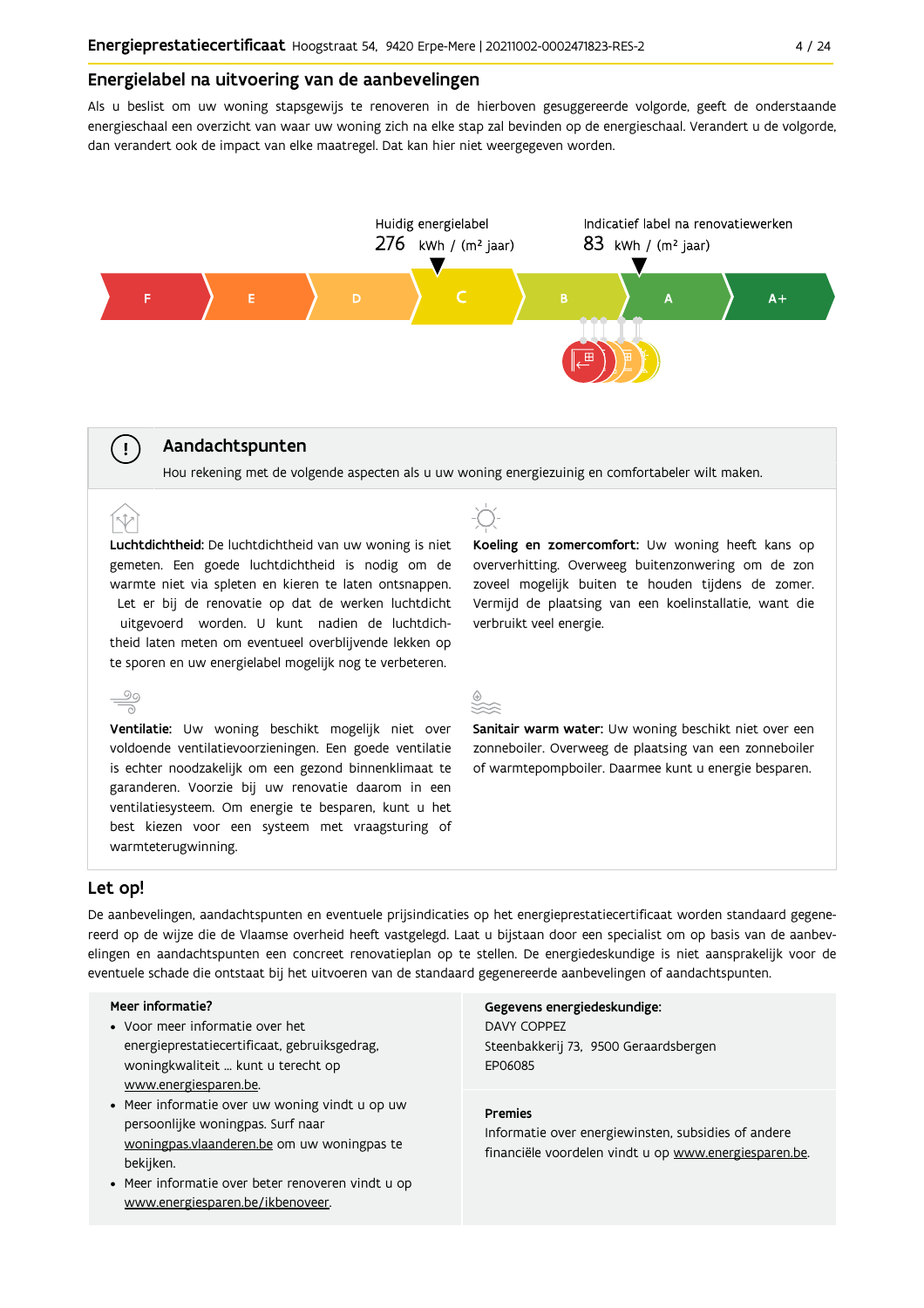## Energielabel na uitvoering van de aanbevelingen

Als u beslist om uw woning stapsgewijs te renoveren in de hierboven gesuggereerde volgorde, geeft de onderstaande energieschaal een overzicht van waar uw woning zich na elke stap zal bevinden op de energieschaal. Verandert u de volgorde, dan verandert ook de impact van elke maatregel. Dat kan hier niet weergegeven worden.

Huidig energielabel
276 kWh / (m² jaar)

Indicatief label na renovatiewerken
83 kWh / (m² jaar)

F | E | D | C | B | A | A+

## Aandachtspunten

Hou rekening met de volgende aspecten als u uw woning energiezuinig en comfortabeler wilt maken.

**Luchtdichtheid:** De luchtdichtheid van uw woning is niet gemeten. Een goede luchtdichtheid is nodig om de warmte niet via spleten en kieren te laten ontsnappen. Let er bij de renovatie op dat de werken luchtdicht uitgevoerd worden. U kunt nadien de luchtdichtheid laten meten om eventueel overblijvende lekken op te sporen en uw energielabel mogelijk nog te verbeteren.

**Koeling en zomercomfort:** Uw woning heeft kans op oververhitting. Overweeg buitenzonwering om de zon zoveel mogelijk buiten te houden tijdens de zomer. Vermijd de plaatsing van een koelinstallatie, want die verbruikt veel energie.

**Ventilatie:** Uw woning beschikt mogelijk niet over voldoende ventilatievoorzieningen. Een goede ventilatie is echter noodzakelijk om een gezond binnenklimaat te garanderen. Voorzie bij uw renovatie daarom in een ventilatiesysteem. Om energie te besparen, kunt u het best kiezen voor een systeem met vraagsturing of warmteterugwinning.

**Sanitair warm water:** Uw woning beschikt niet over een zonneboiler. Overweeg de plaatsing van een zonneboiler of warmtepompboiler. Daarmee kunt u energie besparen.

## Let op!

De aanbevelingen, aandachtspunten en eventuele prijsindicaties op het energieprestatiecertificaat worden standaard gegenereerd op de wijze die de Vlaamse overheid heeft vastgelegd. Laat u bijstaan door een specialist om op basis van de aanbevelingen en aandachtspunten een concreet renovatieplan op te stellen. De energiedeskundige is niet aansprakelijk voor de eventuele schade die ontstaat bij het uitvoeren van de standaard gegenereerde aanbevelingen of aandachtspunten.

**Meer informatie?**

- Voor meer informatie over het energieprestatiecertificaat, gebruiksgedrag, woningkwaliteit ... kunt u terecht op www.energiesparen.be.
- Meer informatie over uw woning vindt u op uw persoonlijke woningpas. Surf naar woningpas.vlaanderen.be om uw woningpas te bekijken.
- Meer informatie over beter renoveren vindt u op www.energiesparen.be/ikbenoveer.

**Gegevens energiedeskundige:**
DAVY COPPEZ
Steenbakkerij 73, 9500 Geraardsbergen
EP06085

**Premies**
Informatie over energiewinsten, subsidies of andere financiële voordelen vindt u op www.energiesparen.be.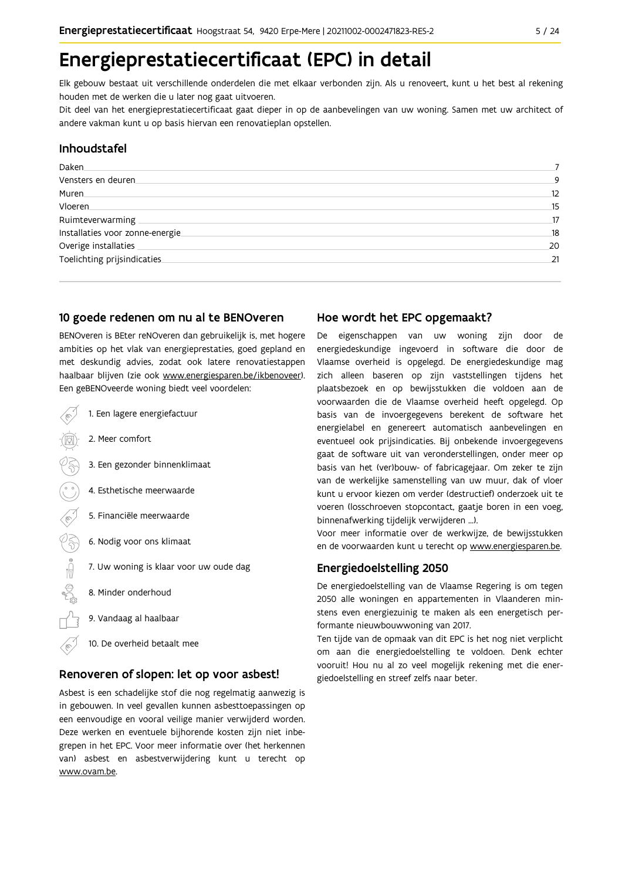# Energieprestatiecertificaat (EPC) in detail

Elk gebouw bestaat uit verschillende onderdelen die met elkaar verbonden zijn. Als u renoveert, kunt u het best al rekening houden met de werken die u later nog gaat uitvoeren.

Dit deel van het energieprestatiecertificaat gaat dieper in op de aanbevelingen van uw woning. Samen met uw architect of andere vakman kunt u op basis hiervan een renovatieplan opstellen.

## Inhoudstafel

| | |
|---|---|
| Daken | 7 |
| Vensters en deuren | 9 |
| Muren | 12 |
| Vloeren | 15 |
| Ruimteverwarming | 17 |
| Installaties voor zonne-energie | 18 |
| Overige installaties | 20 |
| Toelichting prijsindicaties | 21 |

## 10 goede redenen om nu al te BENOveren

BENOveren is BEter reNOveren dan gebruikelijk is, met hogere ambities op het vlak van energieprestaties, goed gepland en met deskundig advies, zodat ook latere renovatiestappen haalbaar blijven (zie ook www.energiesparen.be/ikbenoveer). Een geBENOveerde woning biedt veel voordelen:

1. Een lagere energiefactuur
2. Meer comfort
3. Een gezonder binnenklimaat
4. Esthetische meerwaarde
5. Financiële meerwaarde
6. Nodig voor ons klimaat
7. Uw woning is klaar voor uw oude dag
8. Minder onderhoud
9. Vandaag al haalbaar
10. De overheid betaalt mee

## Renoveren of slopen: let op voor asbest!

Asbest is een schadelijke stof die nog regelmatig aanwezig is in gebouwen. In veel gevallen kunnen asbesttoepassingen op een eenvoudige en vooral veilige manier verwijderd worden. Deze werken en eventuele bijhorende kosten zijn niet inbegrepen in het EPC. Voor meer informatie over (het herkennen van) asbest en asbestverwijdering kunt u terecht op www.ovam.be.

## Hoe wordt het EPC opgemaakt?

De eigenschappen van uw woning zijn door de energiedeskundige ingevoerd in software die door de Vlaamse overheid is opgelegd. De energiedeskundige mag zich alleen baseren op zijn vaststellingen tijdens het plaatsbezoek en op bewijsstukken die voldoen aan de voorwaarden die de Vlaamse overheid heeft opgelegd. Op basis van de invoergegevens berekent de software het energielabel en genereert automatisch aanbevelingen en eventueel ook prijsindicaties. Bij onbekende invoergegevens gaat de software uit van veronderstellingen, onder meer op basis van het (ver)bouw- of fabricagejaar. Om zeker te zijn van de werkelijke samenstelling van uw muur, dak of vloer kunt u ervoor kiezen om verder (destructief) onderzoek uit te voeren (losschroeven stopcontact, gaatje boren in een voeg, binnenafwerking tijdelijk verwijderen ...).

Voor meer informatie over de werkwijze, de bewijsstukken en de voorwaarden kunt u terecht op www.energiesparen.be.

## Energiedoelstelling 2050

De energiedoelstelling van de Vlaamse Regering is om tegen 2050 alle woningen en appartementen in Vlaanderen minstens even energiezuinig te maken als een energetisch performante nieuwbouwwoning van 2017.

Ten tijde van de opmaak van dit EPC is het nog niet verplicht om aan die energiedoelstelling te voldoen. Denk echter vooruit! Hou nu al zo veel mogelijk rekening met die energiedoelstelling en streef zelfs naar beter.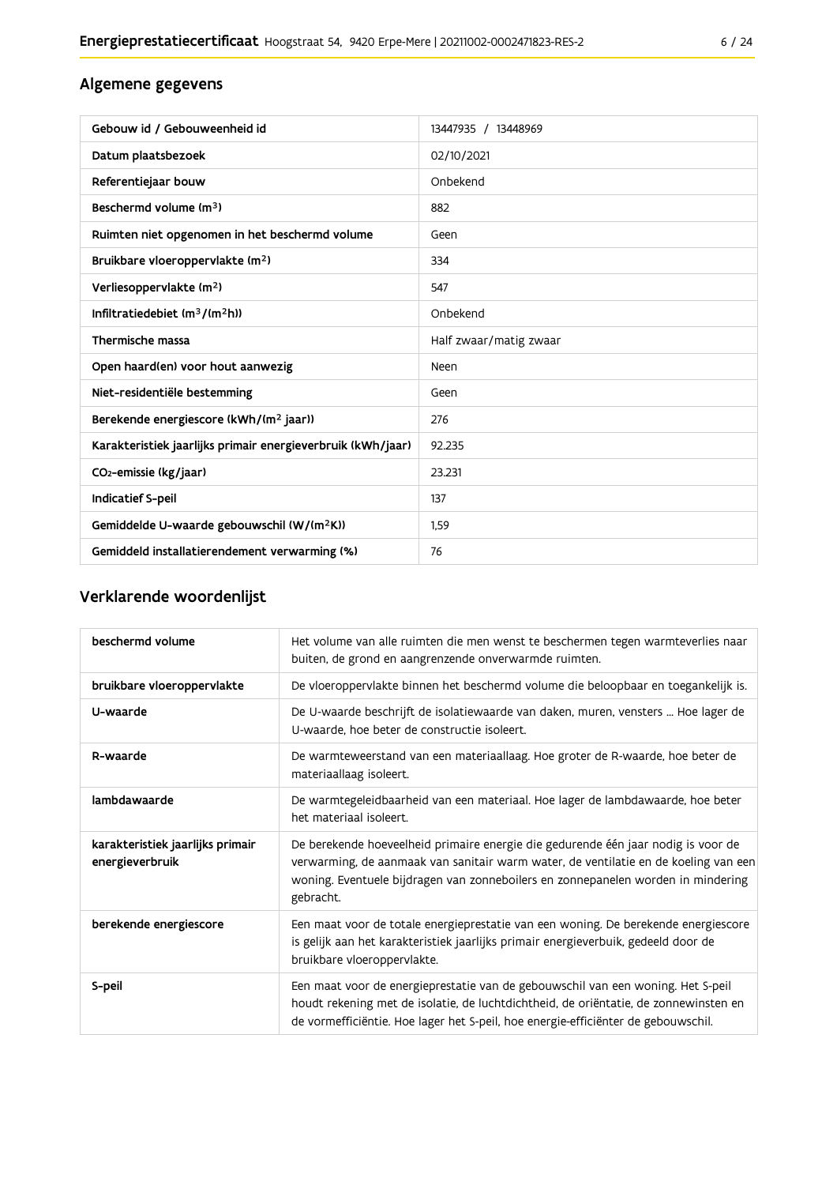## Algemene gegevens

| Gebouw id / Gebouweenheid id | 13447935 / 13448969 |
| --- | --- |
| Datum plaatsbezoek | 02/10/2021 |
| Referentiejaar bouw | Onbekend |
| Beschermd volume ($m^3$) | 882 |
| Ruimten niet opgenomen in het beschermd volume | Geen |
| Bruikbare vloeroppervlakte ($m^2$) | 334 |
| Verliesoppervlakte ($m^2$) | 547 |
| Infiltratiedebiet ($m^3/(m^2h)$) | Onbekend |
| Thermische massa | Half zwaar/matig zwaar |
| Open haard(en) voor hout aanwezig | Neen |
| Niet-residentiële bestemming | Geen |
| Berekende energiescore (kWh/($m^2$ jaar)) | 276 |
| Karakteristiek jaarlijks primair energieverbruik (kWh/jaar) | 92.235 |
| $CO_2$-emissie (kg/jaar) | 23.231 |
| Indicatief S-peil | 137 |
| Gemiddelde U-waarde gebouwschil (W/($m^2$K)) | 1,59 |
| Gemiddeld installatierendement verwarming (%) | 76 |

## Verklarende woordenlijst

| beschermd volume | Het volume van alle ruimten die men wenst te beschermen tegen warmteverlies naar buiten, de grond en aangrenzende onverwarmde ruimten. |
| --- | --- |
| bruikbare vloeroppervlakte | De vloeroppervlakte binnen het beschermd volume die beloopbaar en toegankelijk is. |
| U-waarde | De U-waarde beschrijft de isolatiewaarde van daken, muren, vensters ... Hoe lager de U-waarde, hoe beter de constructie isoleert. |
| R-waarde | De warmteweerstand van een materiaallaag. Hoe groter de R-waarde, hoe beter de materiaallaag isoleert. |
| lambdawaarde | De warmtegeleidbaarheid van een materiaal. Hoe lager de lambdawaarde, hoe beter het materiaal isoleert. |
| karakteristiek jaarlijks primair energieverbruik | De berekende hoeveelheid primaire energie die gedurende één jaar nodig is voor de verwarming, de aanmaak van sanitair warm water, de ventilatie en de koeling van een woning. Eventuele bijdragen van zonneboilers en zonnepanelen worden in mindering gebracht. |
| berekende energiescore | Een maat voor de totale energieprestatie van een woning. De berekende energiescore is gelijk aan het karakteristiek jaarlijks primair energieverbuik, gedeeld door de bruikbare vloeroppervlakte. |
| S-peil | Een maat voor de energieprestatie van de gebouwschil van een woning. Het S-peil houdt rekening met de isolatie, de luchtdichtheid, de oriëntatie, de zonnewinsten en de vormefficiëntie. Hoe lager het S-peil, hoe energie-efficiënter de gebouwschil. |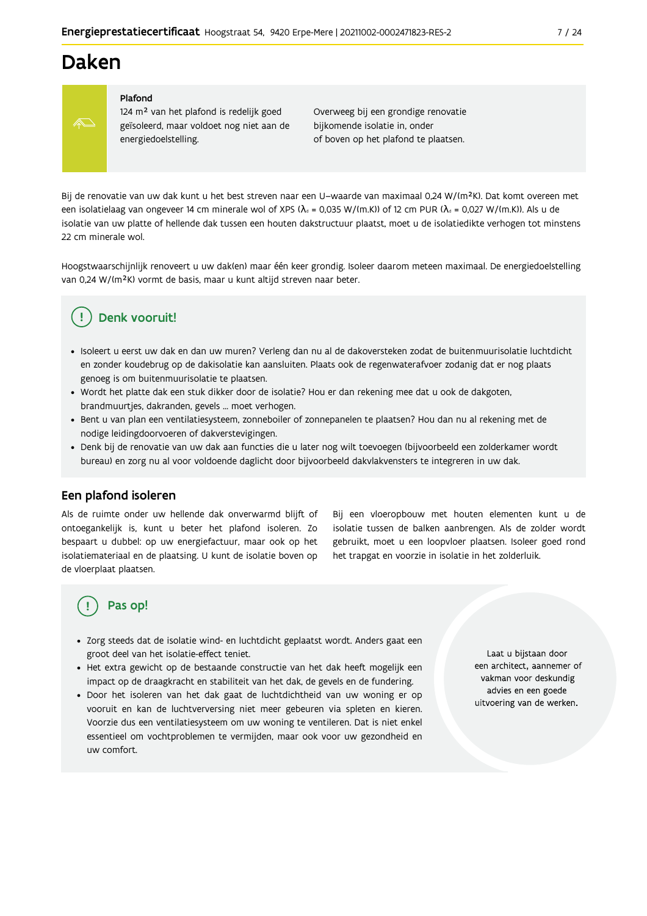# Daken

**Plafond**

124 m² van het plafond is redelijk goed geïsoleerd, maar voldoet nog niet aan de energiedoelstelling.

Overweeg bij een grondige renovatie bijkomende isolatie in, onder of boven op het plafond te plaatsen.

Bij de renovatie van uw dak kunt u het best streven naar een U–waarde van maximaal 0,24 W/(m²K). Dat komt overeen met een isolatielaag van ongeveer 14 cm minerale wol of XPS ($\lambda_d$ = 0,035 W/(m.K)) of 12 cm PUR ($\lambda_d$ = 0,027 W/(m.K)). Als u de isolatie van uw platte of hellende dak tussen een houten dakstructuur plaatst, moet u de isolatiedikte verhogen tot minstens 22 cm minerale wol.

Hoogstwaarschijnlijk renoveert u uw dak(en) maar één keer grondig. Isoleer daarom meteen maximaal. De energiedoelstelling van 0,24 W/(m²K) vormt de basis, maar u kunt altijd streven naar beter.

## Denk vooruit!

- Isoleert u eerst uw dak en dan uw muren? Verleng dan nu al de dakoversteken zodat de buitenmuurisolatie luchtdicht en zonder koudebrug op de dakisolatie kan aansluiten. Plaats ook de regenwaterafvoer zodanig dat er nog plaats genoeg is om buitenmuurisolatie te plaatsen.
- Wordt het platte dak een stuk dikker door de isolatie? Hou er dan rekening mee dat u ook de dakgoten, brandmuurtjes, dakranden, gevels ... moet verhogen.
- Bent u van plan een ventilatiesysteem, zonneboiler of zonnepanelen te plaatsen? Hou dan nu al rekening met de nodige leidingdoorvoeren of dakverstevigingen.
- Denk bij de renovatie van uw dak aan functies die u later nog wilt toevoegen (bijvoorbeeld een zolderkamer wordt bureau) en zorg nu al voor voldoende daglicht door bijvoorbeeld dakvlakvensters te integreren in uw dak.

## Een plafond isoleren

Als de ruimte onder uw hellende dak onverwarmd blijft of ontoegankelijk is, kunt u beter het plafond isoleren. Zo bespaart u dubbel: op uw energiefactuur, maar ook op het isolatiemateriaal en de plaatsing. U kunt de isolatie boven op de vloerplaat plaatsen.

Bij een vloeropbouw met houten elementen kunt u de isolatie tussen de balken aanbrengen. Als de zolder wordt gebruikt, moet u een loopvloer plaatsen. Isoleer goed rond het trapgat en voorzie in isolatie in het zolderluik.

## Pas op!

- Zorg steeds dat de isolatie wind- en luchtdicht geplaatst wordt. Anders gaat een groot deel van het isolatie-effect teniet.
- Het extra gewicht op de bestaande constructie van het dak heeft mogelijk een impact op de draagkracht en stabiliteit van het dak, de gevels en de fundering.
- Door het isoleren van het dak gaat de luchtdichtheid van uw woning er op vooruit en kan de luchtverversing niet meer gebeuren via spleten en kieren. Voorzie dus een ventilatiesysteem om uw woning te ventileren. Dat is niet enkel essentieel om vochtproblemen te vermijden, maar ook voor uw gezondheid en uw comfort.

Laat u bijstaan door een architect, aannemer of vakman voor deskundig advies en een goede uitvoering van de werken.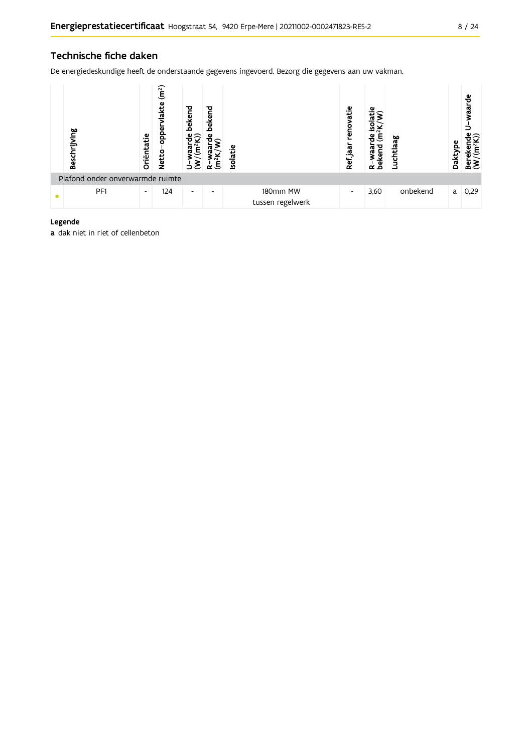## Technische fiche daken

De energiedeskundige heeft de onderstaande gegevens ingevoerd. Bezorg die gegevens aan uw vakman.

| | Beschrijving | Oriëntatie | Netto-oppervlakte ($m^2$) | U-waarde bekend ($W/(m^2K)$) | R-waarde bekend ($m^2K/W$) | Isolatie | Ref.jaar renovatie | R-waarde isolatie bekend ($m^2K/W$) | Luchtlaag | Daktype | Berekende U-waarde ($W/(m^2K)$) |
|---|---|---|---|---|---|---|---|---|---|---|---|
| Plafond onder onverwarmde ruimte | | | | | | | | | | | |
| • | PF1 | - | 124 | - | - | 180mm MW tussen regelwerk | - | 3,60 | onbekend | a | 0,29 |

**Legende**

**a** dak niet in riet of cellenbeton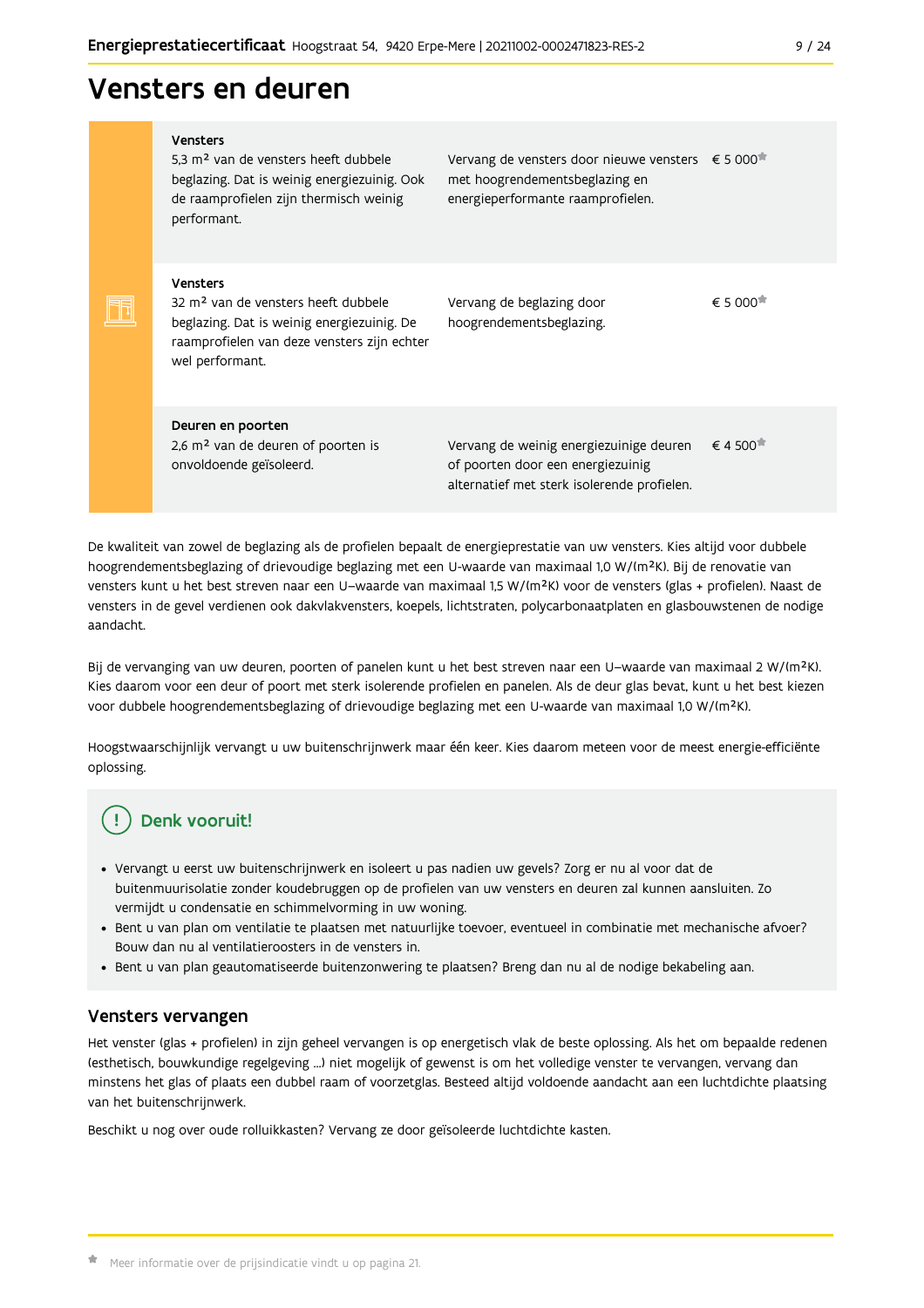# Vensters en deuren

| | | |
|---|---|---|
| **Vensters**<br>5,3 m² van de vensters heeft dubbele beglazing. Dat is weinig energiezuinig. Ook de raamprofielen zijn thermisch weinig performant. | Vervang de vensters door nieuwe vensters met hoogrendementsbeglazing en energieperformante raamprofielen. | € 5 000* |
| **Vensters**<br>32 m² van de vensters heeft dubbele beglazing. Dat is weinig energiezuinig. De raamprofielen van deze vensters zijn echter wel performant. | Vervang de beglazing door hoogrendementsbeglazing. | € 5 000* |
| **Deuren en poorten**<br>2,6 m² van de deuren of poorten is onvoldoende geïsoleerd. | Vervang de weinig energiezuinige deuren of poorten door een energiezuinig alternatief met sterk isolerende profielen. | € 4 500* |

De kwaliteit van zowel de beglazing als de profielen bepaalt de energieprestatie van uw vensters. Kies altijd voor dubbele hoogrendementsbeglazing of drievoudige beglazing met een U-waarde van maximaal 1,0 W/(m²K). Bij de renovatie van vensters kunt u het best streven naar een U–waarde van maximaal 1,5 W/(m²K) voor de vensters (glas + profielen). Naast de vensters in de gevel verdienen ook dakvlakvensters, koepels, lichtstraten, polycarbonaatplaten en glasbouwstenen de nodige aandacht.

Bij de vervanging van uw deuren, poorten of panelen kunt u het best streven naar een U–waarde van maximaal 2 W/(m²K). Kies daarom voor een deur of poort met sterk isolerende profielen en panelen. Als de deur glas bevat, kunt u het best kiezen voor dubbele hoogrendementsbeglazing of drievoudige beglazing met een U-waarde van maximaal 1,0 W/(m²K).

Hoogstwaarschijnlijk vervangt u uw buitenschrijnwerk maar één keer. Kies daarom meteen voor de meest energie-efficiënte oplossing.

## Denk vooruit!

- Vervangt u eerst uw buitenschrijnwerk en isoleert u pas nadien uw gevels? Zorg er nu al voor dat de buitenmuurisolatie zonder koudebruggen op de profielen van uw vensters en deuren zal kunnen aansluiten. Zo vermijdt u condensatie en schimmelvorming in uw woning.
- Bent u van plan om ventilatie te plaatsen met natuurlijke toevoer, eventueel in combinatie met mechanische afvoer? Bouw dan nu al ventilatieroosters in de vensters in.
- Bent u van plan geautomatiseerde buitenzonwering te plaatsen? Breng dan nu al de nodige bekabeling aan.

## Vensters vervangen

Het venster (glas + profielen) in zijn geheel vervangen is op energetisch vlak de beste oplossing. Als het om bepaalde redenen (esthetisch, bouwkundige regelgeving ...) niet mogelijk of gewenst is om het volledige venster te vervangen, vervang dan minstens het glas of plaats een dubbel raam of voorzetglas. Besteed altijd voldoende aandacht aan een luchtdichte plaatsing van het buitenschrijnwerk.

Beschikt u nog over oude rolluikkasten? Vervang ze door geïsoleerde luchtdichte kasten.

* Meer informatie over de prijsindicatie vindt u op pagina 21.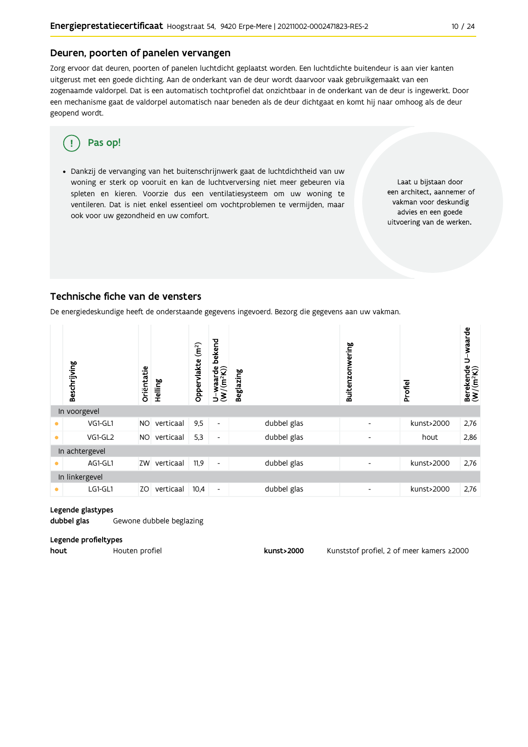## Deuren, poorten of panelen vervangen

Zorg ervoor dat deuren, poorten of panelen luchtdicht geplaatst worden. Een luchtdichte buitendeur is aan vier kanten uitgerust met een goede dichting. Aan de onderkant van de deur wordt daarvoor vaak gebruikgemaakt van een zogenaamde valdorpel. Dat is een automatisch tochtprofiel dat onzichtbaar in de onderkant van de deur is ingewerkt. Door een mechanisme gaat de valdorpel automatisch naar beneden als de deur dichtgaat en komt hij naar omhoog als de deur geopend wordt.

**Pas op!**

- Dankzij de vervanging van het buitenschrijnwerk gaat de luchtdichtheid van uw woning er sterk op vooruit en kan de luchtverversing niet meer gebeuren via spleten en kieren. Voorzie dus een ventilatiesysteem om uw woning te ventileren. Dat is niet enkel essentieel om vochtproblemen te vermijden, maar ook voor uw gezondheid en uw comfort.

Laat u bijstaan door een architect, aannemer of vakman voor deskundig advies en een goede uitvoering van de werken.

## Technische fiche van de vensters

De energiedeskundige heeft de onderstaande gegevens ingevoerd. Bezorg die gegevens aan uw vakman.

| | Beschrijving | Oriëntatie | Helling | Oppervlakte ($m^2$) | U-waarde bekend ($W/(m^2K)$) | Beglazing | Buitenzonwering | Profiel | Berekende U-waarde ($W/(m^2K)$) |
|---|---|---|---|---|---|---|---|---|---|
| **In voorgevel** | | | | | | | | | |
| • | VG1-GL1 | NO | verticaal | 9,5 | - | dubbel glas | - | kunst>2000 | 2,76 |
| • | VG1-GL2 | NO | verticaal | 5,3 | - | dubbel glas | - | hout | 2,86 |
| **In achtergevel** | | | | | | | | | |
| • | AG1-GL1 | ZW | verticaal | 11,9 | - | dubbel glas | - | kunst>2000 | 2,76 |
| **In linkergevel** | | | | | | | | | |
| • | LG1-GL1 | ZO | verticaal | 10,4 | - | dubbel glas | - | kunst>2000 | 2,76 |

**Legende glastypes**

**dubbel glas** Gewone dubbele beglazing

**Legende profieltypes**

**hout** Houten profiel

**kunst>2000** Kunststof profiel, 2 of meer kamers ≥2000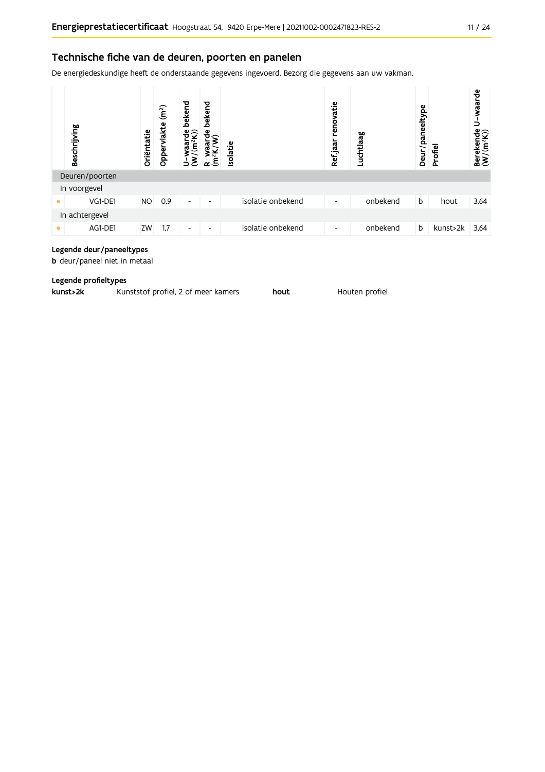## Technische fiche van de deuren, poorten en panelen

De energiedeskundige heeft de onderstaande gegevens ingevoerd. Bezorg die gegevens aan uw vakman.

| | Beschrijving | Oriëntatie | Oppervlakte (m²) | U-waarde bekend (W/(m²K)) | R-waarde bekend (m²K/W) | Isolatie | Ref.jaar renovatie | Luchtlaag | Deur/paneeltype | Profiel | Berekende U-waarde (W/(m²K)) |
|---|---|---|---|---|---|---|---|---|---|---|---|
| Deuren/poorten | | | | | | | | | | | |
| In voorgevel | | | | | | | | | | | |
| • | VG1-DE1 | NO | 0,9 | - | - | isolatie onbekend | - | onbekend | b | hout | 3,64 |
| In achtergevel | | | | | | | | | | | |
| • | AG1-DE1 | ZW | 1,7 | - | - | isolatie onbekend | - | onbekend | b | kunst>2k | 3,64 |

**Legende deur/paneeltypes**

**b** deur/paneel niet in metaal

**Legende profieltypes**

**kunst>2k** Kunststof profiel, 2 of meer kamers

**hout** Houten profiel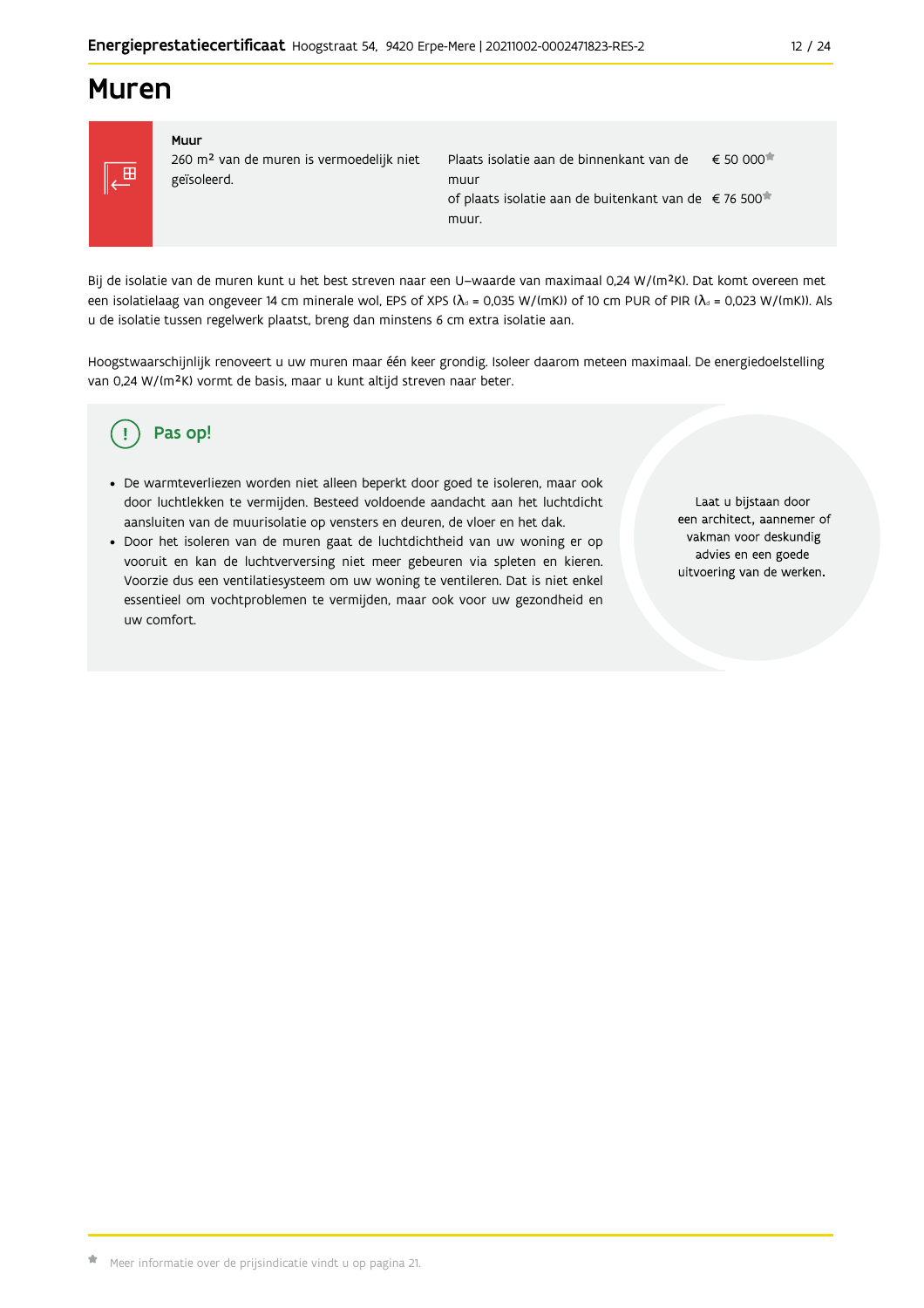# Muren

| Muur | | |
|---|---|---|
| 260 m² van de muren is vermoedelijk niet geïsoleerd. | Plaats isolatie aan de binnenkant van de muur | € 50 000* |
| | of plaats isolatie aan de buitenkant van de muur. | € 76 500* |

Bij de isolatie van de muren kunt u het best streven naar een U-waarde van maximaal 0,24 W/(m²K). Dat komt overeen met een isolatielaag van ongeveer 14 cm minerale wol, EPS of XPS ($\lambda_d$ = 0,035 W/(mK)) of 10 cm PUR of PIR ($\lambda_d$ = 0,023 W/(mK)). Als u de isolatie tussen regelwerk plaatst, breng dan minstens 6 cm extra isolatie aan.

Hoogstwaarschijnlijk renoveert u uw muren maar één keer grondig. Isoleer daarom meteen maximaal. De energiedoelstelling van 0,24 W/(m²K) vormt de basis, maar u kunt altijd streven naar beter.

## Pas op!

- De warmteverliezen worden niet alleen beperkt door goed te isoleren, maar ook door luchtlekken te vermijden. Besteed voldoende aandacht aan het luchtdicht aansluiten van de muurisolatie op vensters en deuren, de vloer en het dak.
- Door het isoleren van de muren gaat de luchtdichtheid van uw woning er op vooruit en kan de luchtverversing niet meer gebeuren via spleten en kieren. Voorzie dus een ventilatiesysteem om uw woning te ventileren. Dat is niet enkel essentieel om vochtproblemen te vermijden, maar ook voor uw gezondheid en uw comfort.

Laat u bijstaan door een architect, aannemer of vakman voor deskundig advies en een goede uitvoering van de werken.

* Meer informatie over de prijsindicatie vindt u op pagina 21.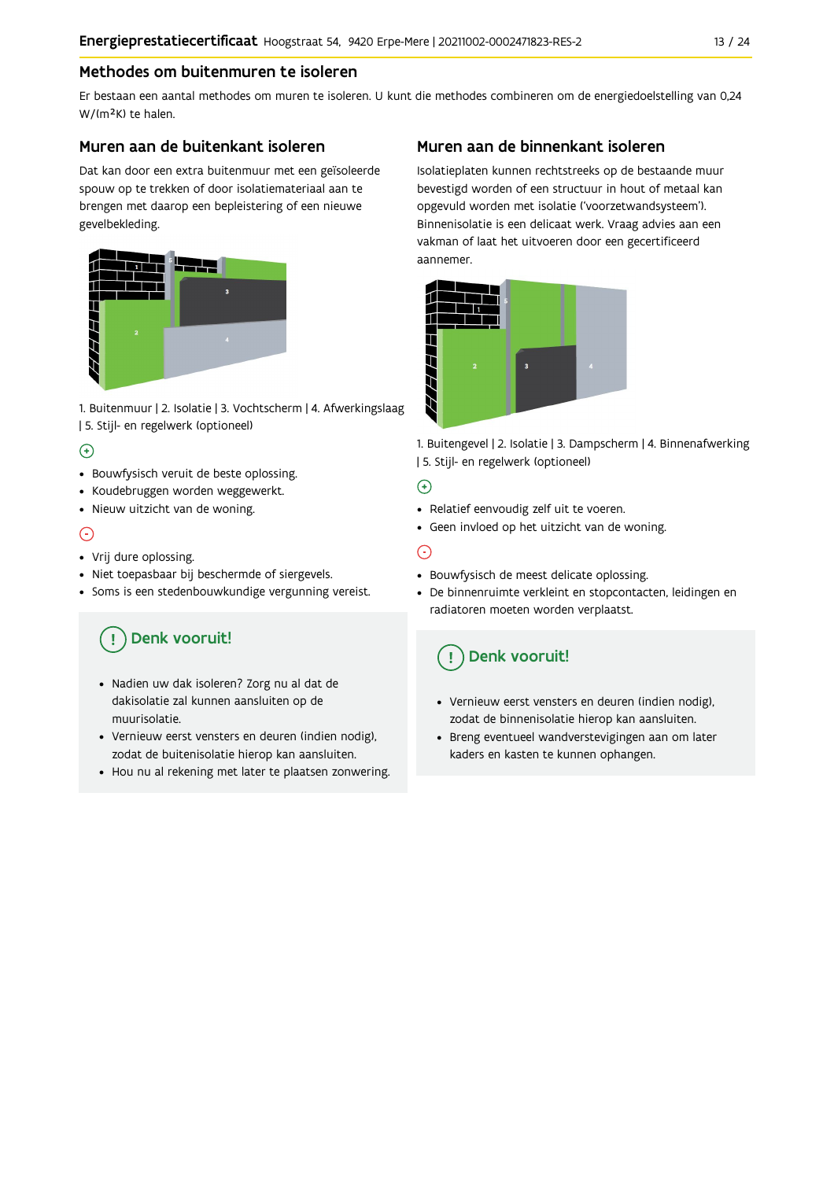## Methodes om buitenmuren te isoleren

Er bestaan een aantal methodes om muren te isoleren. U kunt die methodes combineren om de energiedoelstelling van 0,24 W/(m²K) te halen.

### Muren aan de buitenkant isoleren

Dat kan door een extra buitenmuur met een geïsoleerde spouw op te trekken of door isolatiemateriaal aan te brengen met daarop een bepleistering of een nieuwe gevelbekleding.

1. Buitenmuur | 2. Isolatie | 3. Vochtscherm | 4. Afwerkingslaag | 5. Stijl- en regelwerk (optioneel)

⊕

- Bouwfysisch veruit de beste oplossing.
- Koudebruggen worden weggewerkt.
- Nieuw uitzicht van de woning.

⊖

- Vrij dure oplossing.
- Niet toepasbaar bij beschermde of siergevels.
- Soms is een stedenbouwkundige vergunning vereist.

#### Denk vooruit!

- Nadien uw dak isoleren? Zorg nu al dat de dakisolatie zal kunnen aansluiten op de muurisolatie.
- Vernieuw eerst vensters en deuren (indien nodig), zodat de buitenisolatie hierop kan aansluiten.
- Hou nu al rekening met later te plaatsen zonwering.

### Muren aan de binnenkant isoleren

Isolatieplaten kunnen rechtstreeks op de bestaande muur bevestigd worden of een structuur in hout of metaal kan opgevuld worden met isolatie ('voorzetwandsysteem'). Binnenisolatie is een delicaat werk. Vraag advies aan een vakman of laat het uitvoeren door een gecertificeerd aannemer.

1. Buitengevel | 2. Isolatie | 3. Dampscherm | 4. Binnenafwerking | 5. Stijl- en regelwerk (optioneel)

⊕

- Relatief eenvoudig zelf uit te voeren.
- Geen invloed op het uitzicht van de woning.

⊖

- Bouwfysisch de meest delicate oplossing.
- De binnenruimte verkleint en stopcontacten, leidingen en radiatoren moeten worden verplaatst.

#### Denk vooruit!

- Vernieuw eerst vensters en deuren (indien nodig), zodat de binnenisolatie hierop kan aansluiten.
- Breng eventueel wandverstevigingen aan om later kaders en kasten te kunnen ophangen.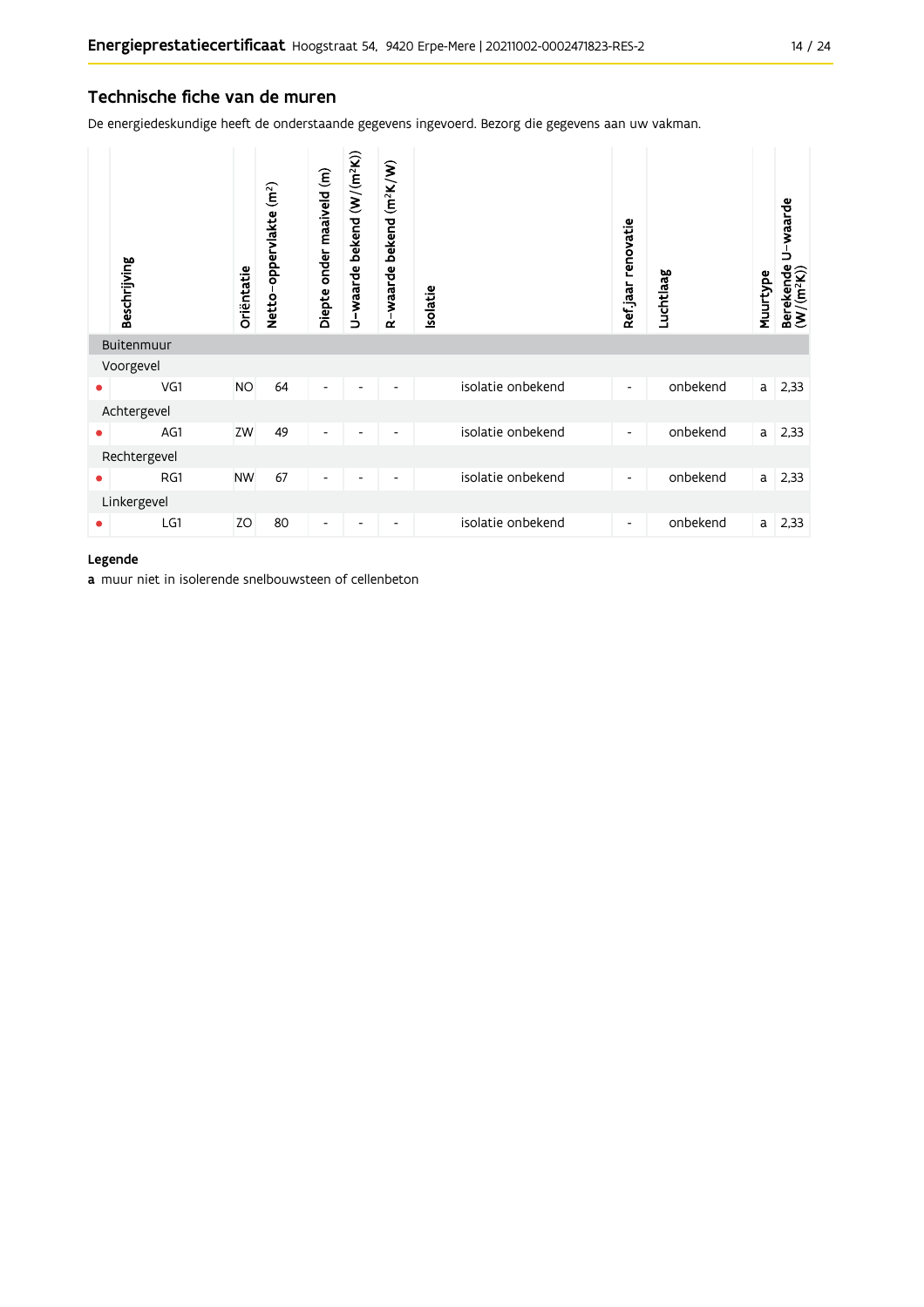## Technische fiche van de muren

De energiedeskundige heeft de onderstaande gegevens ingevoerd. Bezorg die gegevens aan uw vakman.

| | Beschrijving | Oriëntatie | Netto-oppervlakte ($m^2$) | Diepte onder maaiveld (m) | U-waarde bekend ($W/(m^2K)$) | R-waarde bekend ($m^2K/W$) | Isolatie | Ref.jaar renovatie | Luchtlaag | Muurtype | Berekende U-waarde ($W/(m^2K)$) |
|---|---|---|---|---|---|---|---|---|---|---|---|
| Buitenmuur | | | | | | | | | | | |
| Voorgevel | | | | | | | | | | | |
| • | VG1 | NO | 64 | - | - | - | isolatie onbekend | - | onbekend | a | 2,33 |
| Achtergevel | | | | | | | | | | | |
| • | AG1 | ZW | 49 | - | - | - | isolatie onbekend | - | onbekend | a | 2,33 |
| Rechtergevel | | | | | | | | | | | |
| • | RG1 | NW | 67 | - | - | - | isolatie onbekend | - | onbekend | a | 2,33 |
| Linkergevel | | | | | | | | | | | |
| • | LG1 | ZO | 80 | - | - | - | isolatie onbekend | - | onbekend | a | 2,33 |

**Legende**

**a** muur niet in isolerende snelbouwsteen of cellenbeton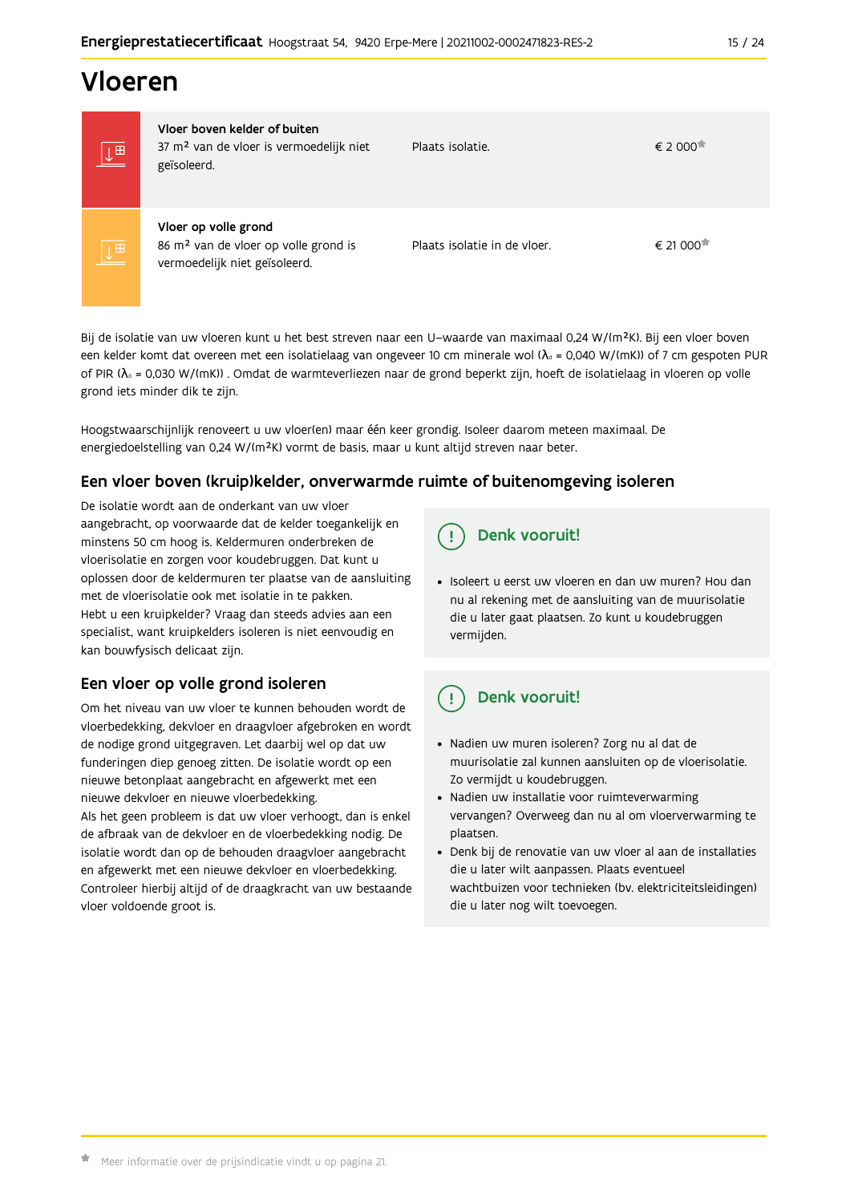# Vloeren

| | | |
|---|---|---|
| **Vloer boven kelder of buiten**<br>37 m² van de vloer is vermoedelijk niet geïsoleerd. | Plaats isolatie. | € 2 000* |
| **Vloer op volle grond**<br>86 m² van de vloer op volle grond is vermoedelijk niet geïsoleerd. | Plaats isolatie in de vloer. | € 21 000* |

Bij de isolatie van uw vloeren kunt u het best streven naar een U–waarde van maximaal 0,24 W/(m²K). Bij een vloer boven een kelder komt dat overeen met een isolatielaag van ongeveer 10 cm minerale wol ($\lambda_d$ = 0,040 W/(mK)) of 7 cm gespoten PUR of PIR ($\lambda_d$ = 0,030 W/(mK)) . Omdat de warmteverliezen naar de grond beperkt zijn, hoeft de isolatielaag in vloeren op volle grond iets minder dik te zijn.

Hoogstwaarschijnlijk renoveert u uw vloer(en) maar één keer grondig. Isoleer daarom meteen maximaal. De energiedoelstelling van 0,24 W/(m²K) vormt de basis, maar u kunt altijd streven naar beter.

## Een vloer boven (kruip)kelder, onverwarmde ruimte of buitenomgeving isoleren

De isolatie wordt aan de onderkant van uw vloer aangebracht, op voorwaarde dat de kelder toegankelijk en minstens 50 cm hoog is. Keldermuren onderbreken de vloerisolatie en zorgen voor koudebruggen. Dat kunt u oplossen door de keldermuren ter plaatse van de aansluiting met de vloerisolatie ook met isolatie in te pakken.
Hebt u een kruipkelder? Vraag dan steeds advies aan een specialist, want kruipkelders isoleren is niet eenvoudig en kan bouwfysisch delicaat zijn.

### Denk vooruit!

- Isoleert u eerst uw vloeren en dan uw muren? Hou dan nu al rekening met de aansluiting van de muurisolatie die u later gaat plaatsen. Zo kunt u koudebruggen vermijden.

## Een vloer op volle grond isoleren

Om het niveau van uw vloer te kunnen behouden wordt de vloerbedekking, dekvloer en draagvloer afgebroken en wordt de nodige grond uitgegraven. Let daarbij wel op dat uw funderingen diep genoeg zitten. De isolatie wordt op een nieuwe betonplaat aangebracht en afgewerkt met een nieuwe dekvloer en nieuwe vloerbedekking.
Als het geen probleem is dat uw vloer verhoogt, dan is enkel de afbraak van de dekvloer en de vloerbedekking nodig. De isolatie wordt dan op de behouden draagvloer aangebracht en afgewerkt met een nieuwe dekvloer en vloerbedekking. Controleer hierbij altijd of de draagkracht van uw bestaande vloer voldoende groot is.

### Denk vooruit!

- Nadien uw muren isoleren? Zorg nu al dat de muurisolatie zal kunnen aansluiten op de vloerisolatie. Zo vermijdt u koudebruggen.
- Nadien uw installatie voor ruimteverwarming vervangen? Overweeg dan nu al om vloerverwarming te plaatsen.
- Denk bij de renovatie van uw vloer al aan de installaties die u later wilt aanpassen. Plaats eventueel wachtbuizen voor technieken (bv. elektriciteitsleidingen) die u later nog wilt toevoegen.

* Meer informatie over de prijsindicatie vindt u op pagina 21.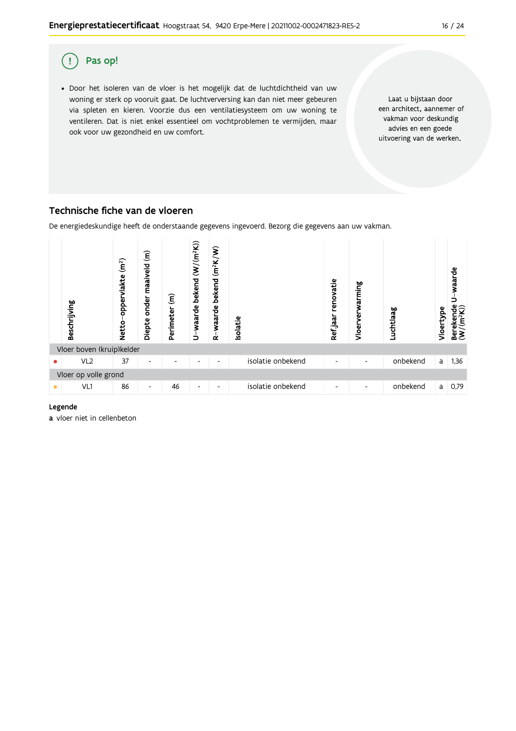## Pas op!

- Door het isoleren van de vloer is het mogelijk dat de luchtdichtheid van uw woning er sterk op vooruit gaat. De luchtverversing kan dan niet meer gebeuren via spleten en kieren. Voorzie dus een ventilatiesysteem om uw woning te ventileren. Dat is niet enkel essentieel om vochtproblemen te vermijden, maar ook voor uw gezondheid en uw comfort.

Laat u bijstaan door een architect, aannemer of vakman voor deskundig advies en een goede uitvoering van de werken.

## Technische fiche van de vloeren

De energiedeskundige heeft de onderstaande gegevens ingevoerd. Bezorg die gegevens aan uw vakman.

| | Beschrijving | Netto-oppervlakte (m²) | Diepte onder maaiveld (m) | Perimeter (m) | U-waarde bekend (W/(m²K)) | R-waarde bekend (m²K/W) | Isolatie | Ref jaar renovatie | Vloerverwarming | Luchtlaag | Vloertype | Berekende U-waarde (W/(m²K)) |
|---|---|---|---|---|---|---|---|---|---|---|---|---|
| **Vloer boven (kruip)kelder** | | | | | | | | | | | | |
| ● | VL2 | 37 | - | - | - | - | isolatie onbekend | - | - | onbekend | a | 1,36 |
| **Vloer op volle grond** | | | | | | | | | | | | |
| ● | VL1 | 86 | - | 46 | - | - | isolatie onbekend | - | - | onbekend | a | 0,79 |

**Legende**

**a** vloer niet in cellenbeton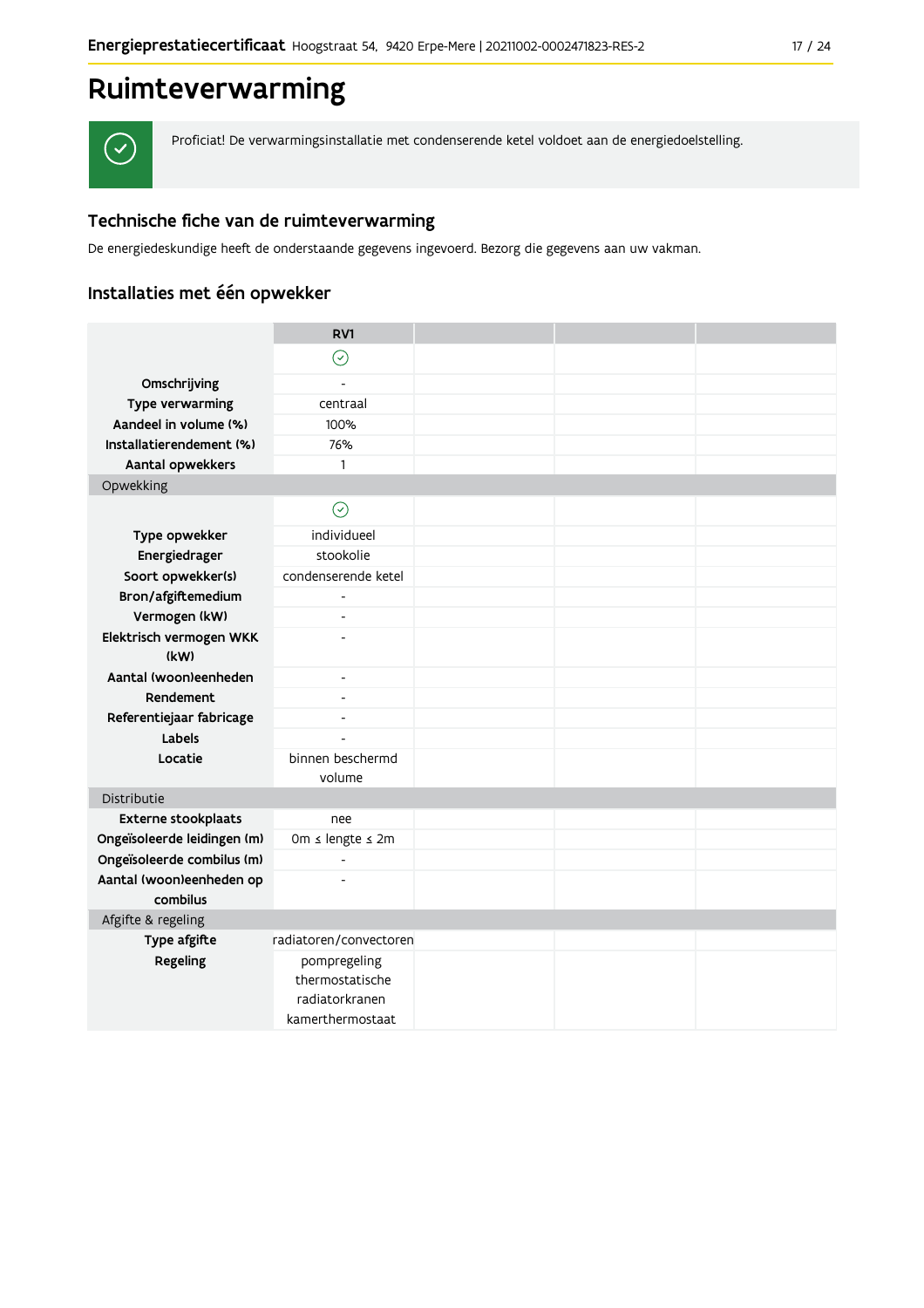# Ruimteverwarming

Proficiat! De verwarmingsinstallatie met condenserende ketel voldoet aan de energiedoelstelling.

## Technische fiche van de ruimteverwarming

De energiedeskundige heeft de onderstaande gegevens ingevoerd. Bezorg die gegevens aan uw vakman.

### Installaties met één opwekker

| | RV1 | | | |
|---|---|---|---|---|
| | ✓ | | | |
| **Omschrijving** | - | | | |
| **Type verwarming** | centraal | | | |
| **Aandeel in volume (%)** | 100% | | | |
| **Installatierendement (%)** | 76% | | | |
| **Aantal opwekkers** | 1 | | | |
| Opwekking | | | | |
| | ✓ | | | |
| **Type opwekker** | individueel | | | |
| **Energiedrager** | stookolie | | | |
| **Soort opwekker(s)** | condenserende ketel | | | |
| **Bron/afgiftemedium** | - | | | |
| **Vermogen (kW)** | - | | | |
| **Elektrisch vermogen WKK (kW)** | - | | | |
| **Aantal (woon)eenheden** | - | | | |
| **Rendement** | - | | | |
| **Referentiejaar fabricage** | - | | | |
| **Labels** | - | | | |
| **Locatie** | binnen beschermd volume | | | |
| Distributie | | | | |
| **Externe stookplaats** | nee | | | |
| **Ongeïsoleerde leidingen (m)** | 0m ≤ lengte ≤ 2m | | | |
| **Ongeïsoleerde combilus (m)** | - | | | |
| **Aantal (woon)eenheden op combilus** | - | | | |
| Afgifte & regeling | | | | |
| **Type afgifte** | radiatoren/convectoren | | | |
| **Regeling** | pompregeling<br>thermostatische radiatorkranen<br>kamerthermostaat | | | |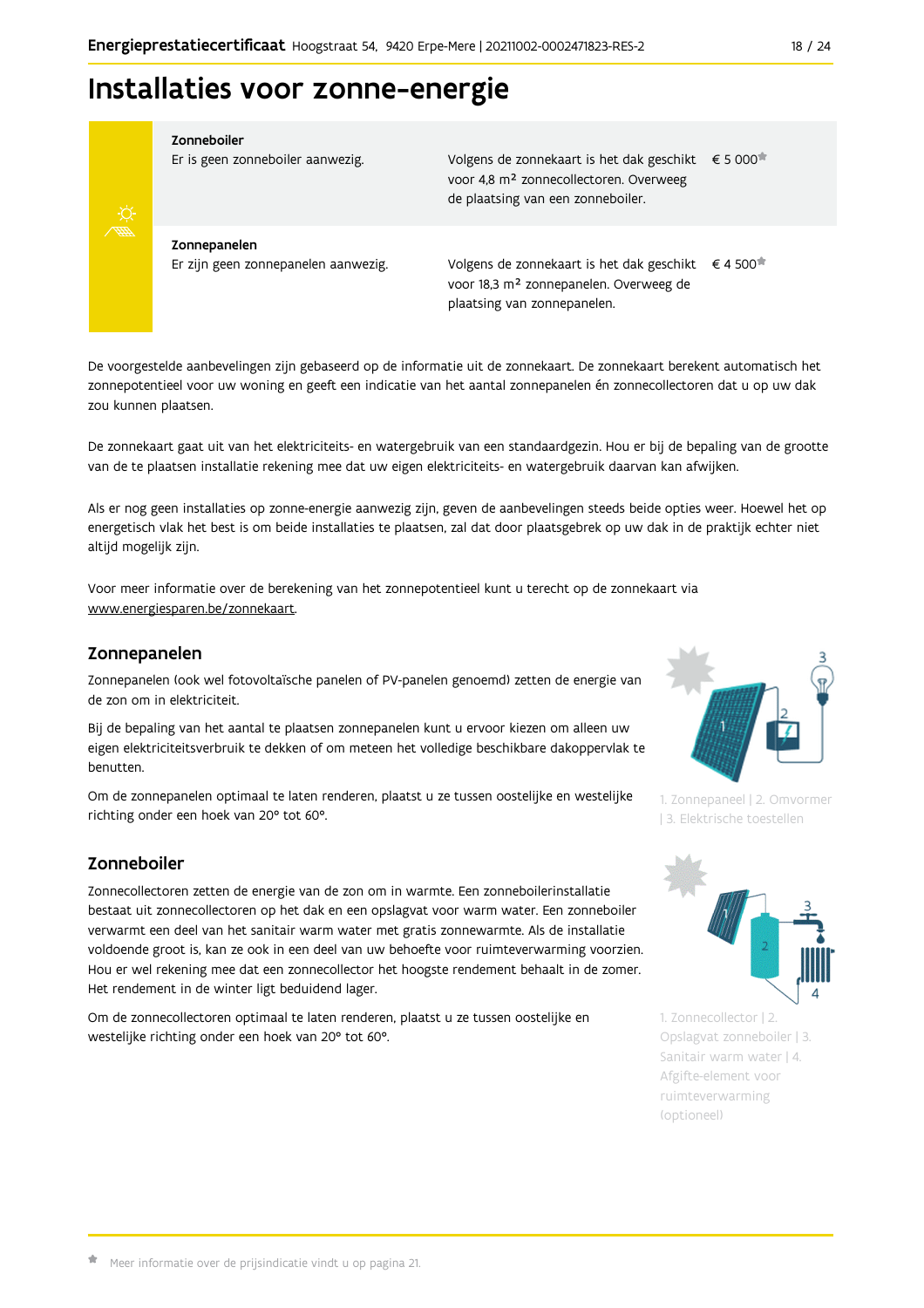# Installaties voor zonne-energie

| | | | |
|---|---|---|---|
| **Zonneboiler** | Er is geen zonneboiler aanwezig. | Volgens de zonnekaart is het dak geschikt voor 4,8 m² zonnecollectoren. Overweeg de plaatsing van een zonneboiler. | € 5 000* |
| **Zonnepanelen** | Er zijn geen zonnepanelen aanwezig. | Volgens de zonnekaart is het dak geschikt voor 18,3 m² zonnepanelen. Overweeg de plaatsing van zonnepanelen. | € 4 500* |

De voorgestelde aanbevelingen zijn gebaseerd op de informatie uit de zonnekaart. De zonnekaart berekent automatisch het zonnepotentieel voor uw woning en geeft een indicatie van het aantal zonnepanelen én zonnecollectoren dat u op uw dak zou kunnen plaatsen.

De zonnekaart gaat uit van het elektriciteits- en watergebruik van een standaardgezin. Hou er bij de bepaling van de grootte van de te plaatsen installatie rekening mee dat uw eigen elektriciteits- en watergebruik daarvan kan afwijken.

Als er nog geen installaties op zonne-energie aanwezig zijn, geven de aanbevelingen steeds beide opties weer. Hoewel het op energetisch vlak het best is om beide installaties te plaatsen, zal dat door plaatsgebrek op uw dak in de praktijk echter niet altijd mogelijk zijn.

Voor meer informatie over de berekening van het zonnepotentieel kunt u terecht op de zonnekaart via www.energiesparen.be/zonnekaart.

## Zonnepanelen

Zonnepanelen (ook wel fotovoltaïsche panelen of PV-panelen genoemd) zetten de energie van de zon om in elektriciteit.

Bij de bepaling van het aantal te plaatsen zonnepanelen kunt u ervoor kiezen om alleen uw eigen elektriciteitsverbruik te dekken of om meteen het volledige beschikbare dakoppervlak te benutten.

Om de zonnepanelen optimaal te laten renderen, plaatst u ze tussen oostelijke en westelijke richting onder een hoek van 20° tot 60°.

1. Zonnepaneel | 2. Omvormer | 3. Elektrische toestellen

## Zonneboiler

Zonnecollectoren zetten de energie van de zon om in warmte. Een zonneboilerinstallatie bestaat uit zonnecollectoren op het dak en een opslagvat voor warm water. Een zonneboiler verwarmt een deel van het sanitair warm water met gratis zonnewarmte. Als de installatie voldoende groot is, kan ze ook in een deel van uw behoefte voor ruimteverwarming voorzien. Hou er wel rekening mee dat een zonnecollector het hoogste rendement behaalt in de zomer. Het rendement in de winter ligt beduidend lager.

Om de zonnecollectoren optimaal te laten renderen, plaatst u ze tussen oostelijke en westelijke richting onder een hoek van 20° tot 60°.

1. Zonnecollector | 2. Opslagvat zonneboiler | 3. Sanitair warm water | 4. Afgifte-element voor ruimteverwarming (optioneel)

* Meer informatie over de prijsindicatie vindt u op pagina 21.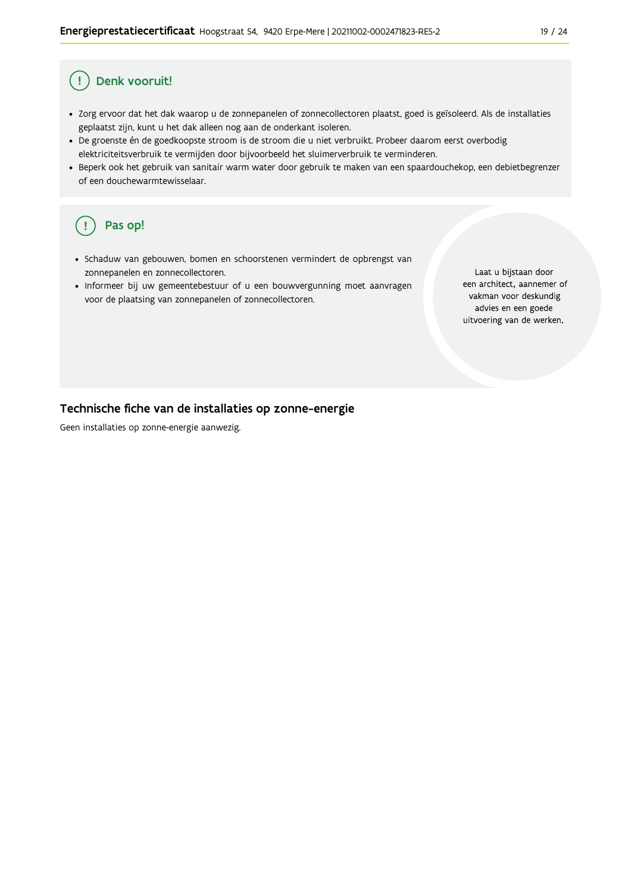## Denk vooruit!

- Zorg ervoor dat het dak waarop u de zonnepanelen of zonnecollectoren plaatst, goed is geïsoleerd. Als de installaties geplaatst zijn, kunt u het dak alleen nog aan de onderkant isoleren.
- De groenste én de goedkoopste stroom is de stroom die u niet verbruikt. Probeer daarom eerst overbodig elektriciteitsverbruik te vermijden door bijvoorbeeld het sluimerverbruik te verminderen.
- Beperk ook het gebruik van sanitair warm water door gebruik te maken van een spaardouchekop, een debietbegrenzer of een douchewarmtewisselaar.

## Pas op!

- Schaduw van gebouwen, bomen en schoorstenen vermindert de opbrengst van zonnepanelen en zonnecollectoren.
- Informeer bij uw gemeentebestuur of u een bouwvergunning moet aanvragen voor de plaatsing van zonnepanelen of zonnecollectoren.

Laat u bijstaan door een architect, aannemer of vakman voor deskundig advies en een goede uitvoering van de werken.

## Technische fiche van de installaties op zonne-energie

Geen installaties op zonne-energie aanwezig.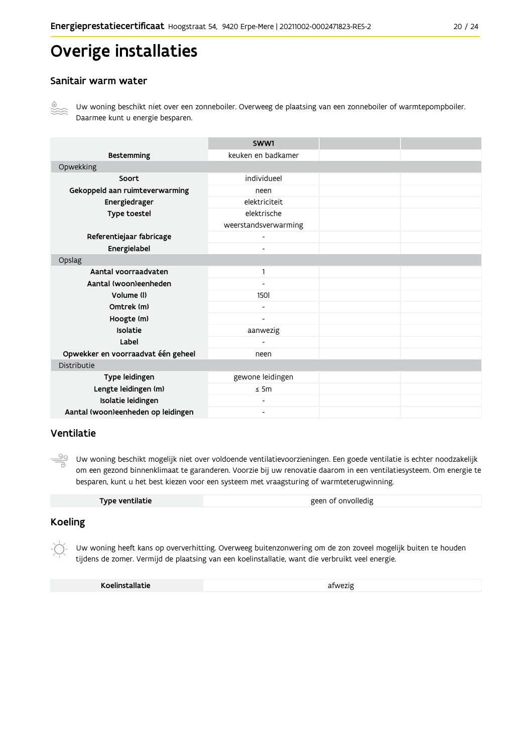# Overige installaties

## Sanitair warm water

Uw woning beschikt niet over een zonneboiler. Overweeg de plaatsing van een zonneboiler of warmtepompboiler. Daarmee kunt u energie besparen.

| | SWW1 | | |
|---|---|---|---|
| **Bestemming** | keuken en badkamer | | |
| Opwekking | | | |
| **Soort** | individueel | | |
| **Gekoppeld aan ruimteverwarming** | neen | | |
| **Energiedrager** | elektriciteit | | |
| **Type toestel** | elektrische weerstandsverwarming | | |
| **Referentiejaar fabricage** | - | | |
| **Energielabel** | - | | |
| Opslag | | | |
| **Aantal voorraadvaten** | 1 | | |
| **Aantal (woon)eenheden** | - | | |
| **Volume (l)** | 150l | | |
| **Omtrek (m)** | - | | |
| **Hoogte (m)** | - | | |
| **Isolatie** | aanwezig | | |
| **Label** | - | | |
| **Opwekker en voorraadvat één geheel** | neen | | |
| Distributie | | | |
| **Type leidingen** | gewone leidingen | | |
| **Lengte leidingen (m)** | ≤ 5m | | |
| **Isolatie leidingen** | - | | |
| **Aantal (woon)eenheden op leidingen** | - | | |

## Ventilatie

Uw woning beschikt mogelijk niet over voldoende ventilatievoorzieningen. Een goede ventilatie is echter noodzakelijk om een gezond binnenklimaat te garanderen. Voorzie bij uw renovatie daarom in een ventilatiesysteem. Om energie te besparen, kunt u het best kiezen voor een systeem met vraagsturing of warmteterugwinning.

| **Type ventilatie** | geen of onvolledig |
|---|---|

## Koeling

Uw woning heeft kans op oververhitting. Overweeg buitenzonwering om de zon zoveel mogelijk buiten te houden tijdens de zomer. Vermijd de plaatsing van een koelinstallatie, want die verbruikt veel energie.

| **Koelinstallatie** | afwezig |
|---|---|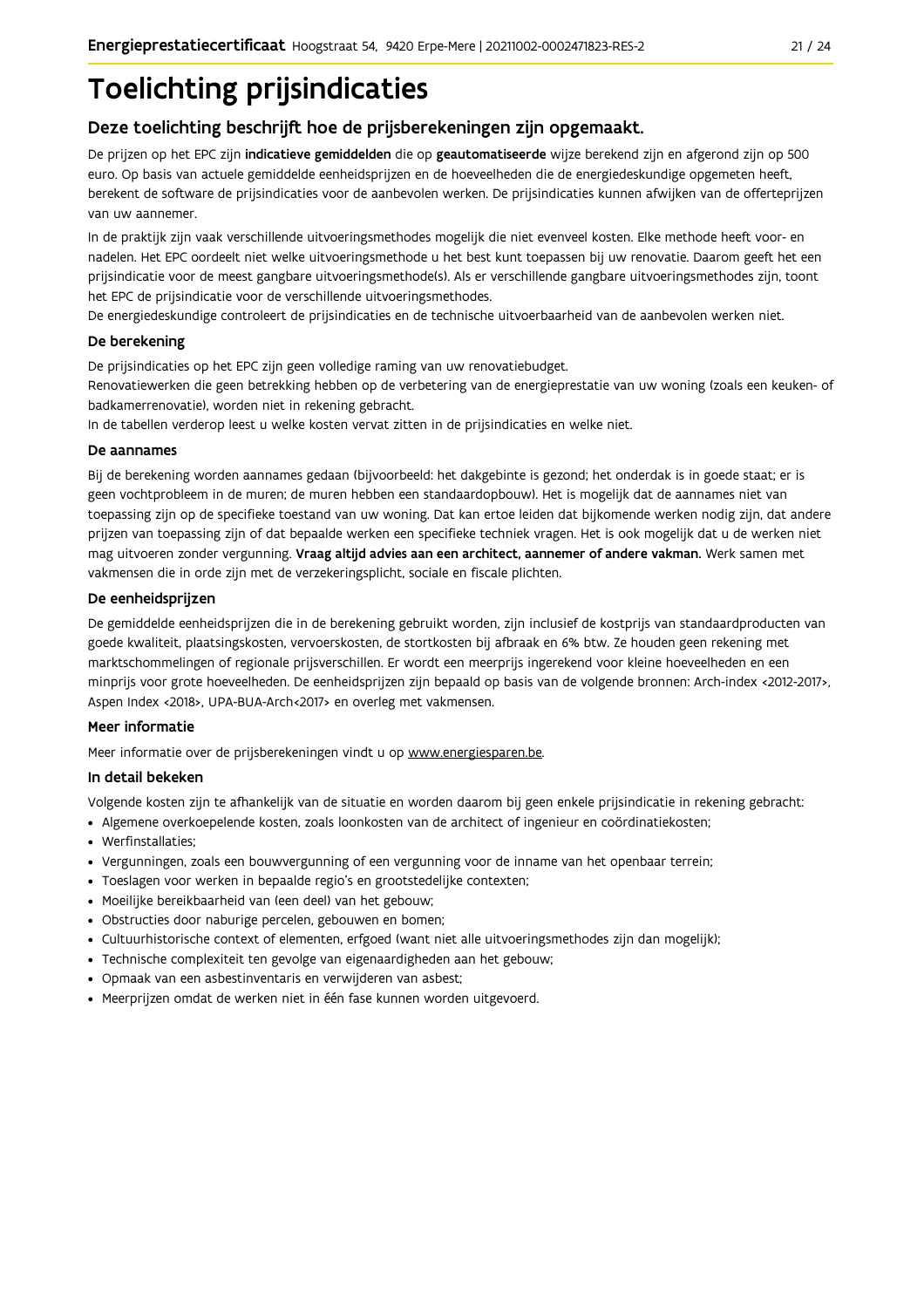# Toelichting prijsindicaties

## Deze toelichting beschrijft hoe de prijsberekeningen zijn opgemaakt.

De prijzen op het EPC zijn **indicatieve gemiddelden** die op **geautomatiseerde** wijze berekend zijn en afgerond zijn op 500 euro. Op basis van actuele gemiddelde eenheidsprijzen en de hoeveelheden die de energiedeskundige opgemeten heeft, berekent de software de prijsindicaties voor de aanbevolen werken. De prijsindicaties kunnen afwijken van de offerteprijzen van uw aannemer.

In de praktijk zijn vaak verschillende uitvoeringsmethodes mogelijk die niet evenveel kosten. Elke methode heeft voor- en nadelen. Het EPC oordeelt niet welke uitvoeringsmethode u het best kunt toepassen bij uw renovatie. Daarom geeft het een prijsindicatie voor de meest gangbare uitvoeringsmethode(s). Als er verschillende gangbare uitvoeringsmethodes zijn, toont het EPC de prijsindicatie voor de verschillende uitvoeringsmethodes.

De energiedeskundige controleert de prijsindicaties en de technische uitvoerbaarheid van de aanbevolen werken niet.

### De berekening

De prijsindicaties op het EPC zijn geen volledige raming van uw renovatiebudget.

Renovatiewerken die geen betrekking hebben op de verbetering van de energieprestatie van uw woning (zoals een keuken- of badkamerrenovatie), worden niet in rekening gebracht.

In de tabellen verderop leest u welke kosten vervat zitten in de prijsindicaties en welke niet.

### De aannames

Bij de berekening worden aannames gedaan (bijvoorbeeld: het dakgebinte is gezond; het onderdak is in goede staat; er is geen vochtprobleem in de muren; de muren hebben een standaardopbouw). Het is mogelijk dat de aannames niet van toepassing zijn op de specifieke toestand van uw woning. Dat kan ertoe leiden dat bijkomende werken nodig zijn, dat andere prijzen van toepassing zijn of dat bepaalde werken een specifieke techniek vragen. Het is ook mogelijk dat u de werken niet mag uitvoeren zonder vergunning. **Vraag altijd advies aan een architect, aannemer of andere vakman.** Werk samen met vakmensen die in orde zijn met de verzekeringsplicht, sociale en fiscale plichten.

### De eenheidsprijzen

De gemiddelde eenheidsprijzen die in de berekening gebruikt worden, zijn inclusief de kostprijs van standaardproducten van goede kwaliteit, plaatsingskosten, vervoerskosten, de stortkosten bij afbraak en 6% btw. Ze houden geen rekening met marktschommelingen of regionale prijsverschillen. Er wordt een meerprijs ingerekend voor kleine hoeveelheden en een minprijs voor grote hoeveelheden. De eenheidsprijzen zijn bepaald op basis van de volgende bronnen: Arch-index <2012-2017>, Aspen Index <2018>, UPA-BUA-Arch<2017> en overleg met vakmensen.

### Meer informatie

Meer informatie over de prijsberekeningen vindt u op www.energiesparen.be.

### In detail bekeken

Volgende kosten zijn te afhankelijk van de situatie en worden daarom bij geen enkele prijsindicatie in rekening gebracht:

- Algemene overkoepelende kosten, zoals loonkosten van de architect of ingenieur en coördinatiekosten;
- Werfinstallaties;
- Vergunningen, zoals een bouwvergunning of een vergunning voor de inname van het openbaar terrein;
- Toeslagen voor werken in bepaalde regio's en grootstedelijke contexten;
- Moeilijke bereikbaarheid van (een deel) van het gebouw;
- Obstructies door naburige percelen, gebouwen en bomen;
- Cultuurhistorische context of elementen, erfgoed (want niet alle uitvoeringsmethodes zijn dan mogelijk);
- Technische complexiteit ten gevolge van eigenaardigheden aan het gebouw;
- Opmaak van een asbestinventaris en verwijderen van asbest;
- Meerprijzen omdat de werken niet in één fase kunnen worden uitgevoerd.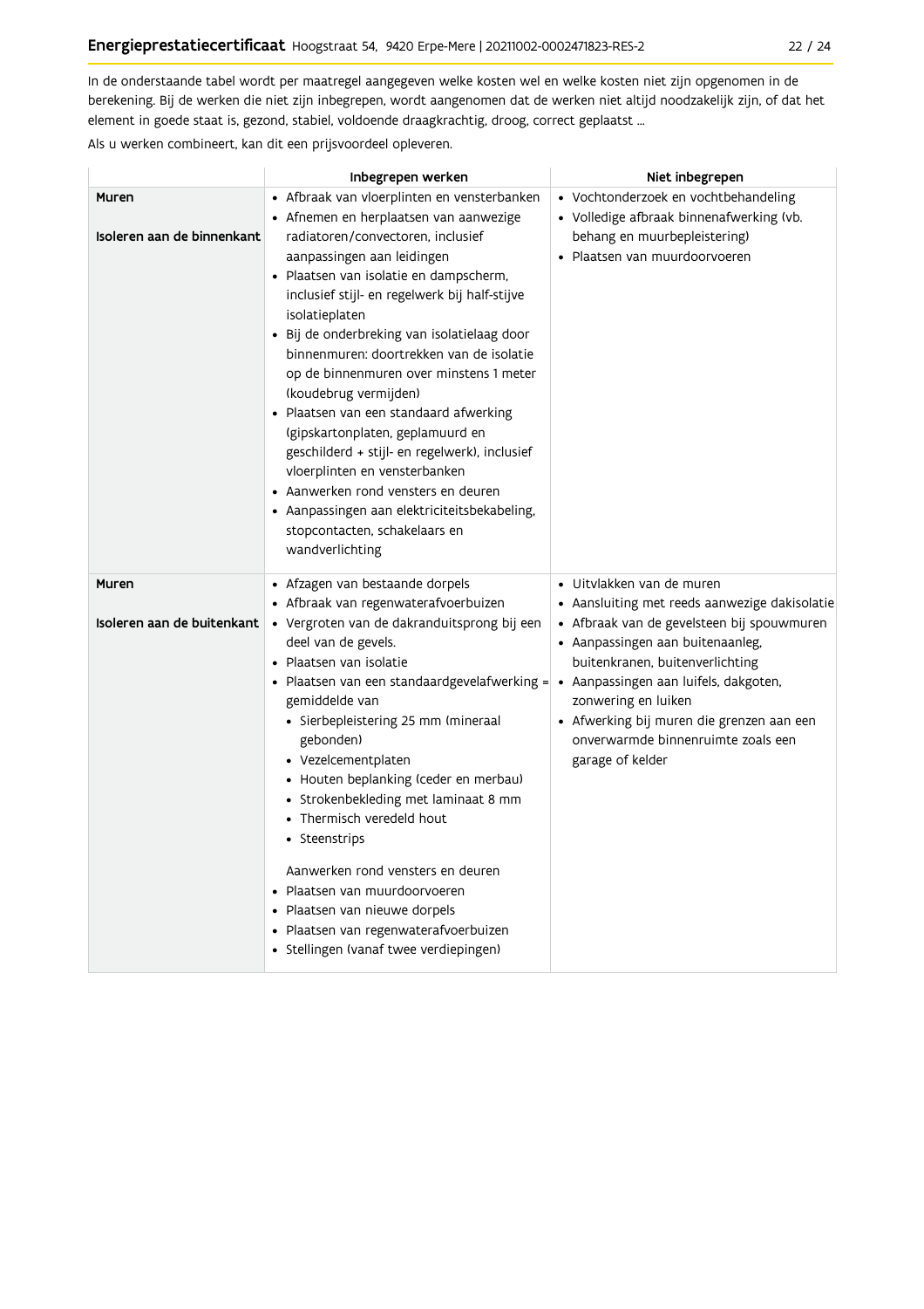In de onderstaande tabel wordt per maatregel aangegeven welke kosten wel en welke kosten niet zijn opgenomen in de berekening. Bij de werken die niet zijn inbegrepen, wordt aangenomen dat de werken niet altijd noodzakelijk zijn, of dat het element in goede staat is, gezond, stabiel, voldoende draagkrachtig, droog, correct geplaatst ...

Als u werken combineert, kan dit een prijsvoordeel opleveren.

| | Inbegrepen werken | Niet inbegrepen |
|---|---|---|
| **Muren**<br><br>**Isoleren aan de binnenkant** | • Afbraak van vloerplinten en vensterbanken<br>• Afnemen en herplaatsen van aanwezige radiatoren/convectoren, inclusief aanpassingen aan leidingen<br>• Plaatsen van isolatie en dampscherm, inclusief stijl- en regelwerk bij half-stijve isolatieplaten<br>• Bij de onderbreking van isolatielaag door binnenmuren: doortrekken van de isolatie op de binnenmuren over minstens 1 meter (koudebrug vermijden)<br>• Plaatsen van een standaard afwerking (gipskartonplaten, geplamuurd en geschilderd + stijl- en regelwerk), inclusief vloerplinten en vensterbanken<br>• Aanwerken rond vensters en deuren<br>• Aanpassingen aan elektriciteitsbekabeling, stopcontacten, schakelaars en wandverlichting | • Vochtonderzoek en vochtbehandeling<br>• Volledige afbraak binnenafwerking (vb. behang en muurbepleistering)<br>• Plaatsen van muurdoorvoeren |
| **Muren**<br><br>**Isoleren aan de buitenkant** | • Afzagen van bestaande dorpels<br>• Afbraak van regenwaterafvoerbuizen<br>• Vergroten van de dakranduitsprong bij een deel van de gevels.<br>• Plaatsen van isolatie<br>• Plaatsen van een standaardgevelafwerking = gemiddelde van<br>&nbsp;&nbsp;• Sierbepleistering 25 mm (mineraal gebonden)<br>&nbsp;&nbsp;• Vezelcementplaten<br>&nbsp;&nbsp;• Houten beplanking (ceder en merbau)<br>&nbsp;&nbsp;• Strokenbekleding met laminaat 8 mm<br>&nbsp;&nbsp;• Thermisch veredeld hout<br>&nbsp;&nbsp;• Steenstrips<br><br>Aanwerken rond vensters en deuren<br>• Plaatsen van muurdoorvoeren<br>• Plaatsen van nieuwe dorpels<br>• Plaatsen van regenwaterafvoerbuizen<br>• Stellingen (vanaf twee verdiepingen) | • Uitvlakken van de muren<br>• Aansluiting met reeds aanwezige dakisolatie<br>• Afbraak van de gevelsteen bij spouwmuren<br>• Aanpassingen aan buitenaanleg, buitenkranen, buitenverlichting<br>• Aanpassingen aan luifels, dakgoten, zonwering en luiken<br>• Afwerking bij muren die grenzen aan een onverwarmde binnenruimte zoals een garage of kelder |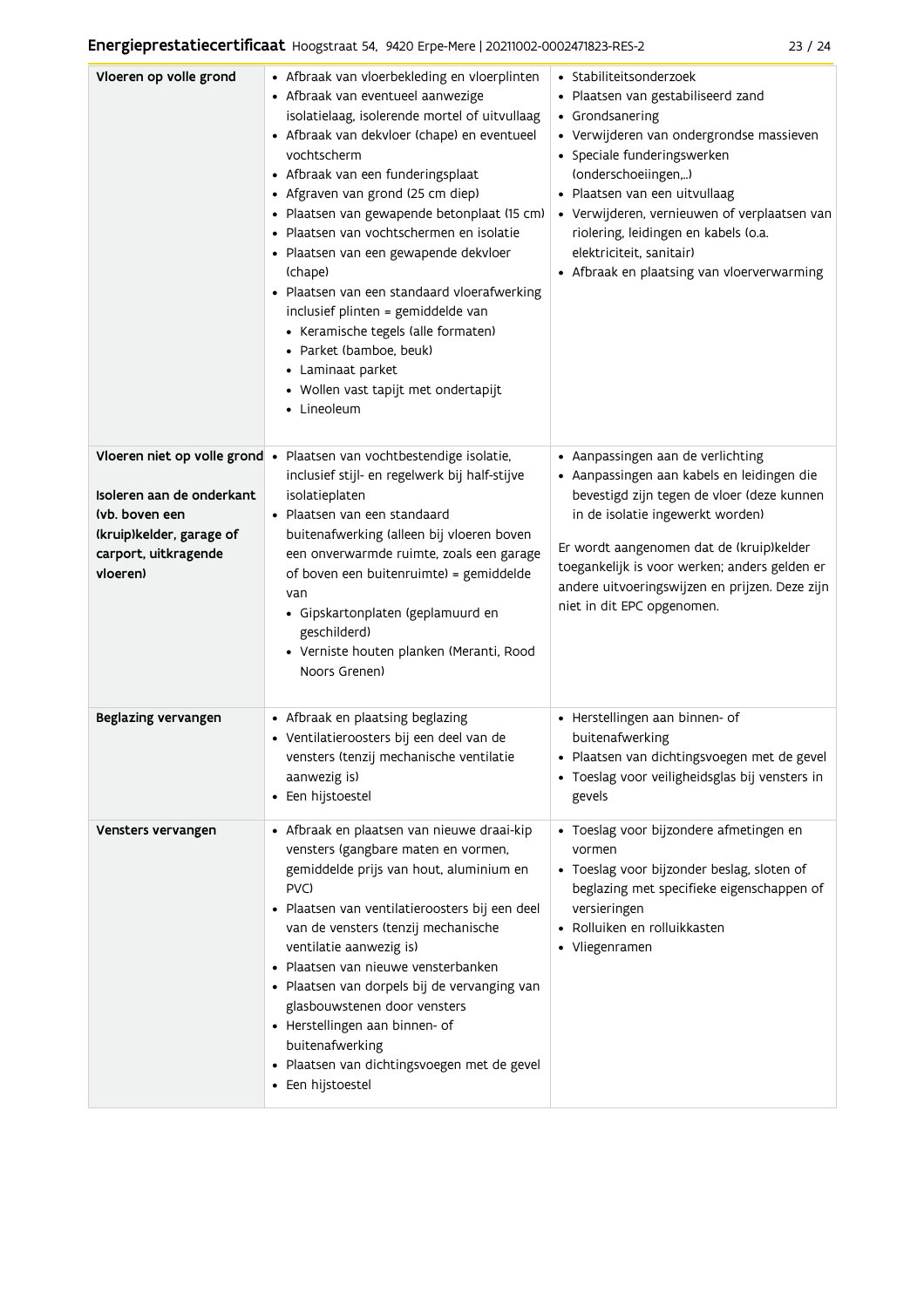| | | |
|---|---|---|
| **Vloeren op volle grond** | • Afbraak van vloerbekleding en vloerplinten<br>• Afbraak van eventueel aanwezige isolatielaag, isolerende mortel of uitvullaag<br>• Afbraak van dekvloer (chape) en eventueel vochtscherm<br>• Afbraak van een funderingsplaat<br>• Afgraven van grond (25 cm diep)<br>• Plaatsen van gewapende betonplaat (15 cm)<br>• Plaatsen van vochtschermen en isolatie<br>• Plaatsen van een gewapende dekvloer (chape)<br>• Plaatsen van een standaard vloerafwerking inclusief plinten = gemiddelde van<br>  • Keramische tegels (alle formaten)<br>  • Parket (bamboe, beuk)<br>  • Laminaat parket<br>  • Wollen vast tapijt met ondertapijt<br>  • Lineoleum | • Stabiliteitsonderzoek<br>• Plaatsen van gestabiliseerd zand<br>• Grondsanering<br>• Verwijderen van ondergrondse massieven<br>• Speciale funderingswerken (onderschoeiingen,..)<br>• Plaatsen van een uitvullaag<br>• Verwijderen, vernieuwen of verplaatsen van riolering, leidingen en kabels (o.a. elektriciteit, sanitair)<br>• Afbraak en plaatsing van vloerverwarming |
| **Vloeren niet op volle grond**<br><br>**Isoleren aan de onderkant (vb. boven een (kruip)kelder, garage of carport, uitkragende vloeren)** | • Plaatsen van vochtbestendige isolatie, inclusief stijl- en regelwerk bij half-stijve isolatieplaten<br>• Plaatsen van een standaard buitenafwerking (alleen bij vloeren boven een onverwarmde ruimte, zoals een garage of boven een buitenruimte) = gemiddelde van<br>  • Gipskartonplaten (geplamuurd en geschilderd)<br>  • Verniste houten planken (Meranti, Rood Noors Grenen) | • Aanpassingen aan de verlichting<br>• Aanpassingen aan kabels en leidingen die bevestigd zijn tegen de vloer (deze kunnen in de isolatie ingewerkt worden)<br><br>Er wordt aangenomen dat de (kruip)kelder toegankelijk is voor werken; anders gelden er andere uitvoeringswijzen en prijzen. Deze zijn niet in dit EPC opgenomen. |
| **Beglazing vervangen** | • Afbraak en plaatsing beglazing<br>• Ventilatieroosters bij een deel van de vensters (tenzij mechanische ventilatie aanwezig is)<br>• Een hijstoestel | • Herstellingen aan binnen- of buitenafwerking<br>• Plaatsen van dichtingsvoegen met de gevel<br>• Toeslag voor veiligheidsglas bij vensters in gevels |
| **Vensters vervangen** | • Afbraak en plaatsen van nieuwe draai-kip vensters (gangbare maten en vormen, gemiddelde prijs van hout, aluminium en PVC)<br>• Plaatsen van ventilatieroosters bij een deel van de vensters (tenzij mechanische ventilatie aanwezig is)<br>• Plaatsen van nieuwe vensterbanken<br>• Plaatsen van dorpels bij de vervanging van glasbouwstenen door vensters<br>• Herstellingen aan binnen- of buitenafwerking<br>• Plaatsen van dichtingsvoegen met de gevel<br>• Een hijstoestel | • Toeslag voor bijzondere afmetingen en vormen<br>• Toeslag voor bijzonder beslag, sloten of beglazing met specifieke eigenschappen of versieringen<br>• Rolluiken en rolluikkasten<br>• Vliegenramen |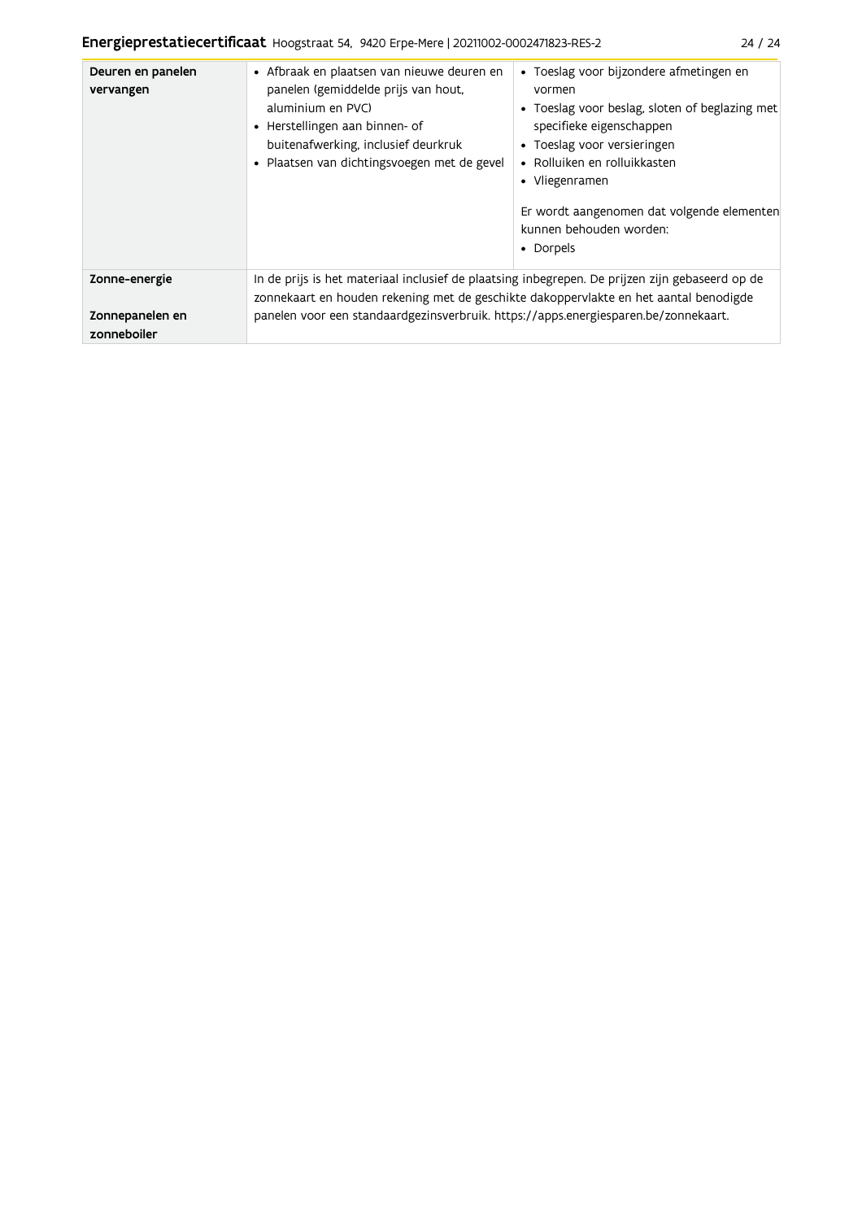| | | |
|---|---|---|
| **Deuren en panelen vervangen** | • Afbraak en plaatsen van nieuwe deuren en panelen (gemiddelde prijs van hout, aluminium en PVC)<br>• Herstellingen aan binnen- of buitenafwerking, inclusief deurkruk<br>• Plaatsen van dichtingsvoegen met de gevel | • Toeslag voor bijzondere afmetingen en vormen<br>• Toeslag voor beslag, sloten of beglazing met specifieke eigenschappen<br>• Toeslag voor versieringen<br>• Rolluiken en rolluikkasten<br>• Vliegenramen<br><br>Er wordt aangenomen dat volgende elementen kunnen behouden worden:<br>• Dorpels |
| **Zonne-energie**<br><br>**Zonnepanelen en zonneboiler** | In de prijs is het materiaal inclusief de plaatsing inbegrepen. De prijzen zijn gebaseerd op de zonnekaart en houden rekening met de geschikte dakoppervlakte en het aantal benodigde panelen voor een standaardgezinsverbruik. https://apps.energiesparen.be/zonnekaart. | |